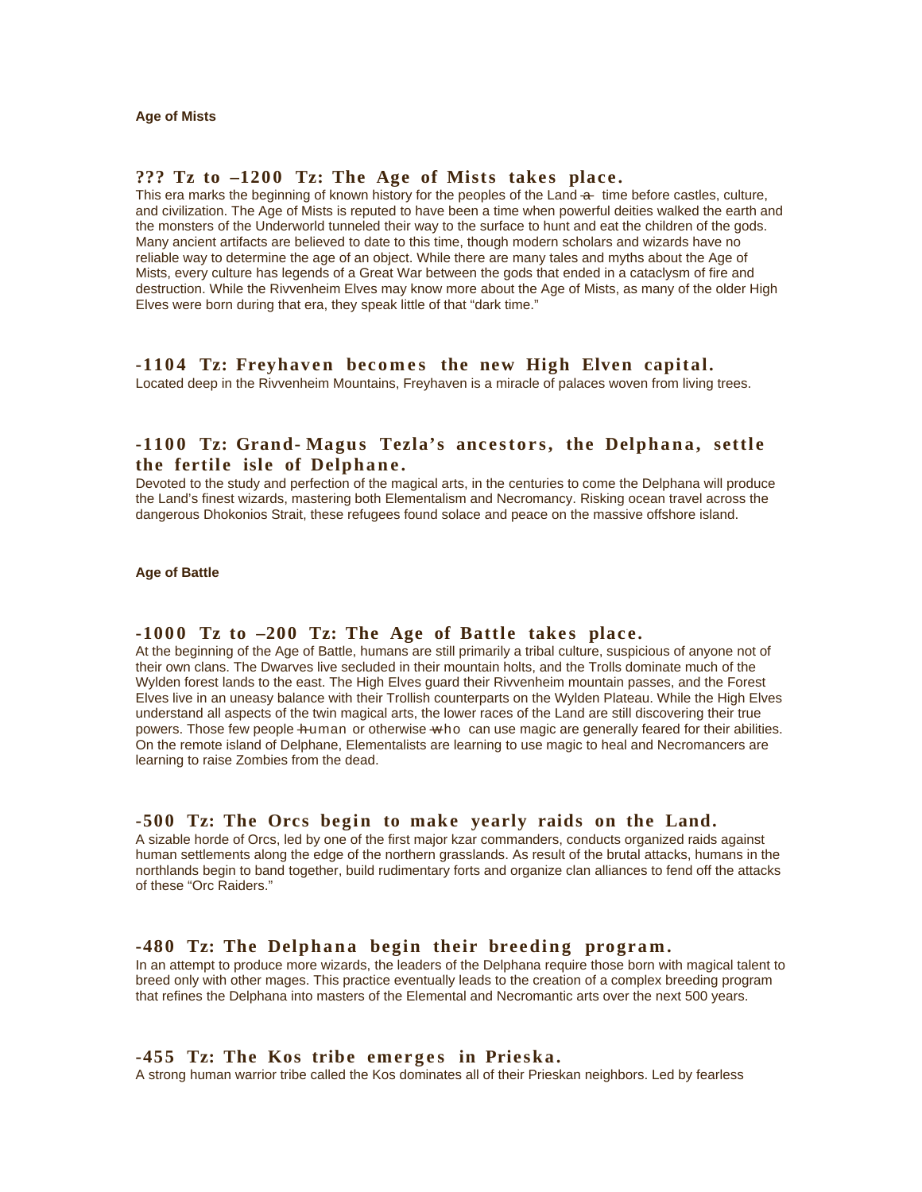## Age of Mists

### ??? Tz to –1200 Tz: The Age of Mists takes place.

This era marks the beginning of known history for the peoples of the Land – time before castles, culture, and civilization. The Age of Mists is reputed to have been a time when powerful deities walked the earth and the monsters of the Underworld tunneled their way to the surface to hunt and eat the children of the gods. Many ancient artifacts are believed to date to this time, though modern scholars and wizards have no reliable way to determine the age of an object. While there are many tales and myths about the Age of Mists, every culture has legends of a Great War between the gods that ended in a cataclysm of fire and destruction. While the Rivvenheim Elves may know more about the Age of Mists, as many of the older High Elves were born during that era, they speak little of that "dark time."

### -1104 Tz: Freyhaven becomes the new High Elven capital.

Located deep in the Rivvenheim Mountains, Freyhaven is a miracle of palaces woven from living trees.

### -1100 Tz: Grand-Magus Tezla's ancestors, the Delphana, settle the fertile isle of Delphane.

Devoted to the study and perfection of the magical arts, in the centuries to come the Delphana will produce the Land's finest wizards, mastering both Elementalism and Necromancy. Risking ocean travel across the dangerous Dhokonios Strait, these refugees found solace and peace on the massive offshore island.

## Age of Battle

### -1000 Tz to –200 Tz: The Age of Battle takes place.

At the beginning of the Age of Battle, humans are still primarily a tribal culture, suspicious of anyone not of their own clans. The Dwarves live secluded in their mountain holts, and the Trolls dominate much of the Wylden forest lands to the east. The High Elves guard their Rivvenheim mountain passes, and the Forest Elves live in an uneasy balance with their Trollish counterparts on the Wylden Plateau. While the High Elves understand all aspects of the twin magical arts, the lower races of the Land are still discovering their true powers. Those few people – human or otherwise – who can use magic are generally feared for their abilities. On the remote island of Delphane, Elementalists are learning to use magic to heal and Necromancers are learning to raise Zombies from the dead.

### -500 Tz: The Orcs begin to make yearly raids on the Land.

A sizable horde of Orcs, led by one of the first major kzar commanders, conducts organized raids against human settlements along the edge of the northern grasslands. As result of the brutal attacks, humans in the northlands begin to band together, build rudimentary forts and organize clan alliances to fend off the attacks of these "Orc Raiders."

### -480 Tz: The Delphana begin their breeding program.

In an attempt to produce more wizards, the leaders of the Delphana require those born with magical talent to breed only with other mages. This practice eventually leads to the creation of a complex breeding program that refines the Delphana into masters of the Elemental and Necromantic arts over the next 500 years.

### -455 Tz: The Kos tribe emerges in Prieska.

A strong human warrior tribe called the Kos dominates all of their Prieskan neighbors. Led by fearless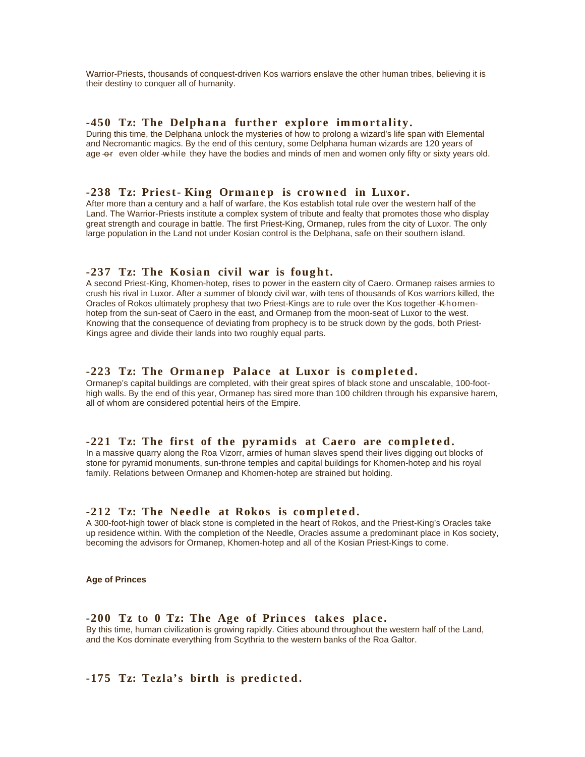Warrior-Priests, thousands of conquest-driven Kos warriors enslave the other human tribes, believing it is their destiny to conquer all of humanity.

### -450 Tz: The Delphana further explore immortality.

During this time, the Delphana unlock the mysteries of how to prolong a wizard's life span with Elemental and Necromantic magics. By the end of this century, some Delphana human wizards are 120 years of age ~~or~~ even older ~~w~~hile they have the bodies and minds of men and women only fifty or sixty years old.

### -238 Tz: Priest-King Ormanep is crowned in Luxor.

After more than a century and a half of warfare, the Kos establish total rule over the western half of the Land. The Warrior-Priests institute a complex system of tribute and fealty that promotes those who display great strength and courage in battle. The first Priest-King, Ormanep, rules from the city of Luxor. The only large population in the Land not under Kosian control is the Delphana, safe on their southern island.

### -237 Tz: The Kosian civil war is fought.

A second Priest-King, Khomen-hotep, rises to power in the eastern city of Caero. Ormanep raises armies to crush his rival in Luxor. After a summer of bloody civil war, with tens of thousands of Kos warriors killed, the Oracles of Rokos ultimately prophesy that two Priest-Kings are to rule over the Kos together ~~K~~homen-hotep from the sun-seat of Caero in the east, and Ormanep from the moon-seat of Luxor to the west. Knowing that the consequence of deviating from prophecy is to be struck down by the gods, both Priest-Kings agree and divide their lands into two roughly equal parts.

### -223 Tz: The Ormanep Palace at Luxor is completed.

Ormanep's capital buildings are completed, with their great spires of black stone and unscalable, 100-foot-high walls. By the end of this year, Ormanep has sired more than 100 children through his expansive harem, all of whom are considered potential heirs of the Empire.

### -221 Tz: The first of the pyramids at Caero are completed.

In a massive quarry along the Roa Vizorr, armies of human slaves spend their lives digging out blocks of stone for pyramid monuments, sun-throne temples and capital buildings for Khomen-hotep and his royal family. Relations between Ormanep and Khomen-hotep are strained but holding.

### -212 Tz: The Needle at Rokos is completed.

A 300-foot-high tower of black stone is completed in the heart of Rokos, and the Priest-King's Oracles take up residence within. With the completion of the Needle, Oracles assume a predominant place in Kos society, becoming the advisors for Ormanep, Khomen-hotep and all of the Kosian Priest-Kings to come.

## Age of Princes

### -200 Tz to 0 Tz: The Age of Princes takes place.

By this time, human civilization is growing rapidly. Cities abound throughout the western half of the Land, and the Kos dominate everything from Scythria to the western banks of the Roa Galtor.

### -175 Tz: Tezla's birth is predicted.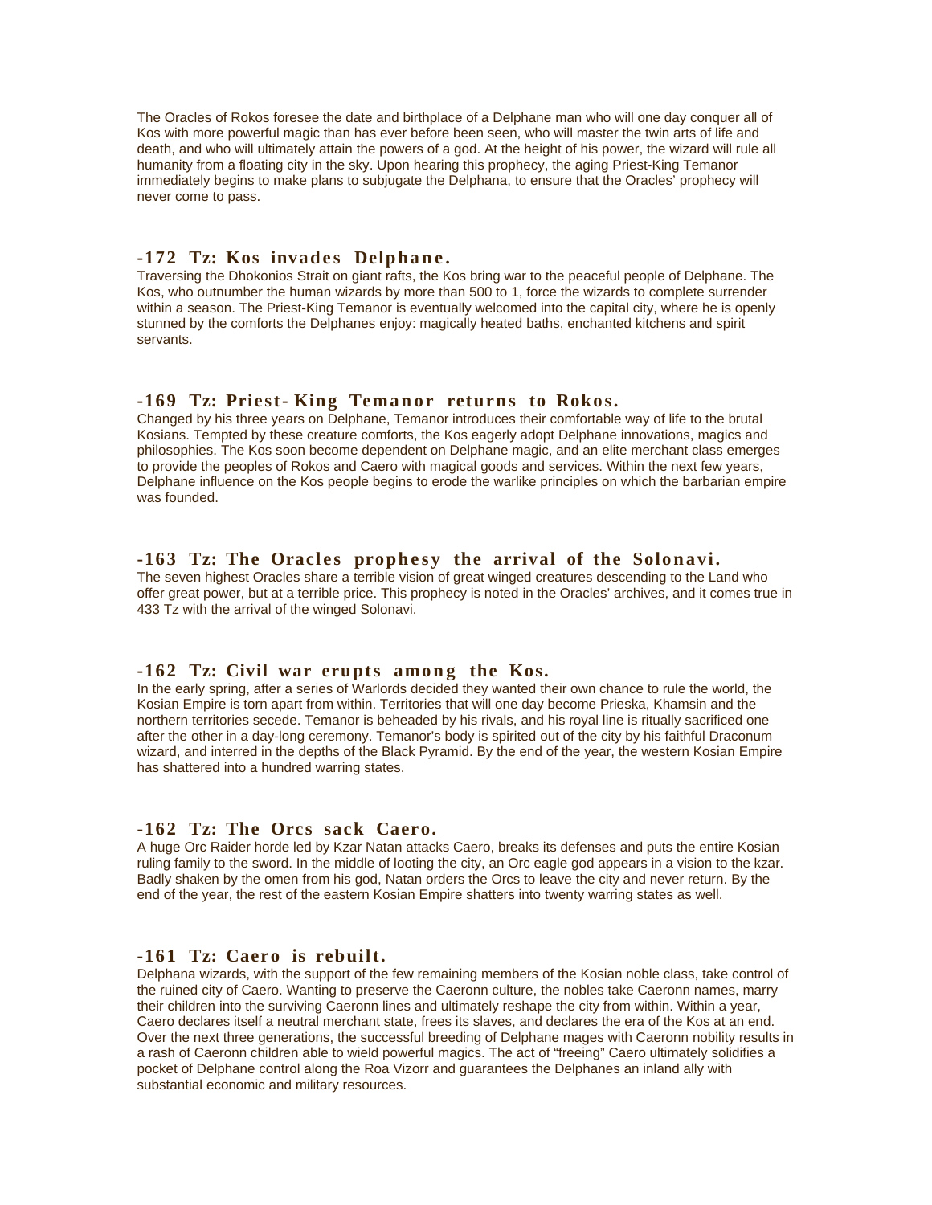The Oracles of Rokos foresee the date and birthplace of a Delphane man who will one day conquer all of Kos with more powerful magic than has ever before been seen, who will master the twin arts of life and death, and who will ultimately attain the powers of a god. At the height of his power, the wizard will rule all humanity from a floating city in the sky. Upon hearing this prophecy, the aging Priest-King Temanor immediately begins to make plans to subjugate the Delphana, to ensure that the Oracles' prophecy will never come to pass.

### -172 Tz: Kos invades Delphane.

Traversing the Dhokonios Strait on giant rafts, the Kos bring war to the peaceful people of Delphane. The Kos, who outnumber the human wizards by more than 500 to 1, force the wizards to complete surrender within a season. The Priest-King Temanor is eventually welcomed into the capital city, where he is openly stunned by the comforts the Delphanes enjoy: magically heated baths, enchanted kitchens and spirit servants.

### -169 Tz: Priest-King Temanor returns to Rokos.

Changed by his three years on Delphane, Temanor introduces their comfortable way of life to the brutal Kosians. Tempted by these creature comforts, the Kos eagerly adopt Delphane innovations, magics and philosophies. The Kos soon become dependent on Delphane magic, and an elite merchant class emerges to provide the peoples of Rokos and Caero with magical goods and services. Within the next few years, Delphane influence on the Kos people begins to erode the warlike principles on which the barbarian empire was founded.

### -163 Tz: The Oracles prophesy the arrival of the Solonavi.

The seven highest Oracles share a terrible vision of great winged creatures descending to the Land who offer great power, but at a terrible price. This prophecy is noted in the Oracles' archives, and it comes true in 433 Tz with the arrival of the winged Solonavi.

### -162 Tz: Civil war erupts among the Kos.

In the early spring, after a series of Warlords decided they wanted their own chance to rule the world, the Kosian Empire is torn apart from within. Territories that will one day become Prieska, Khamsin and the northern territories secede. Temanor is beheaded by his rivals, and his royal line is ritually sacrificed one after the other in a day-long ceremony. Temanor's body is spirited out of the city by his faithful Draconum wizard, and interred in the depths of the Black Pyramid. By the end of the year, the western Kosian Empire has shattered into a hundred warring states.

### -162 Tz: The Orcs sack Caero.

A huge Orc Raider horde led by Kzar Natan attacks Caero, breaks its defenses and puts the entire Kosian ruling family to the sword. In the middle of looting the city, an Orc eagle god appears in a vision to the kzar. Badly shaken by the omen from his god, Natan orders the Orcs to leave the city and never return. By the end of the year, the rest of the eastern Kosian Empire shatters into twenty warring states as well.

### -161 Tz: Caero is rebuilt.

Delphana wizards, with the support of the few remaining members of the Kosian noble class, take control of the ruined city of Caero. Wanting to preserve the Caeronn culture, the nobles take Caeronn names, marry their children into the surviving Caeronn lines and ultimately reshape the city from within. Within a year, Caero declares itself a neutral merchant state, frees its slaves, and declares the era of the Kos at an end. Over the next three generations, the successful breeding of Delphane mages with Caeronn nobility results in a rash of Caeronn children able to wield powerful magics. The act of "freeing" Caero ultimately solidifies a pocket of Delphane control along the Roa Vizorr and guarantees the Delphanes an inland ally with substantial economic and military resources.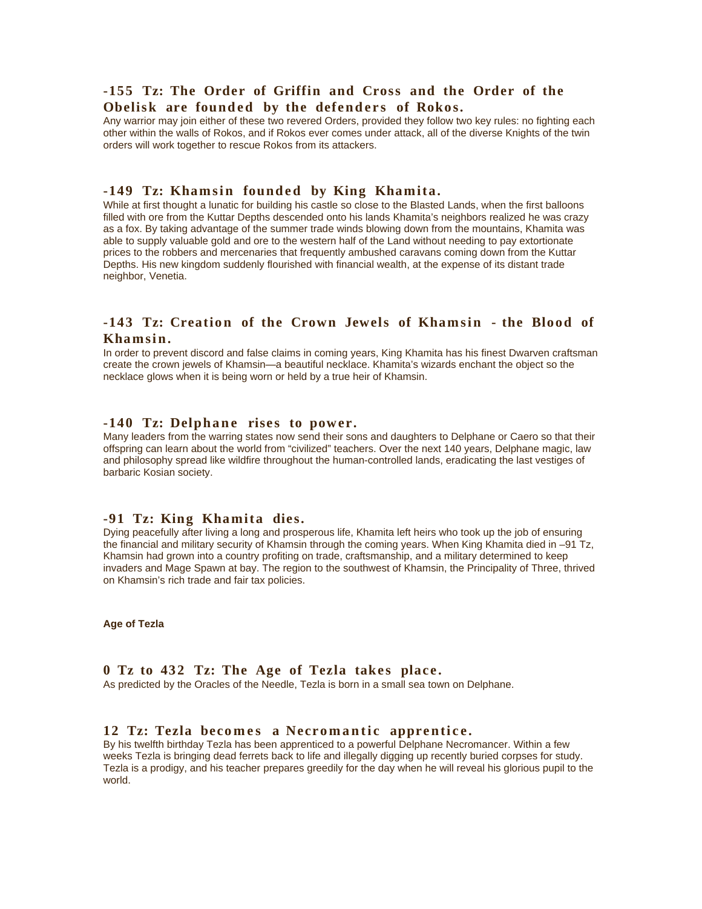### -155 Tz: The Order of Griffin and Cross and the Order of the Obelisk are founded by the defenders of Rokos.

Any warrior may join either of these two revered Orders, provided they follow two key rules: no fighting each other within the walls of Rokos, and if Rokos ever comes under attack, all of the diverse Knights of the twin orders will work together to rescue Rokos from its attackers.

### -149 Tz: Khamsin founded by King Khamita.

While at first thought a lunatic for building his castle so close to the Blasted Lands, when the first balloons filled with ore from the Kuttar Depths descended onto his lands Khamita's neighbors realized he was crazy as a fox. By taking advantage of the summer trade winds blowing down from the mountains, Khamita was able to supply valuable gold and ore to the western half of the Land without needing to pay extortionate prices to the robbers and mercenaries that frequently ambushed caravans coming down from the Kuttar Depths. His new kingdom suddenly flourished with financial wealth, at the expense of its distant trade neighbor, Venetia.

### -143 Tz: Creation of the Crown Jewels of Khamsin - the Blood of Khamsin.

In order to prevent discord and false claims in coming years, King Khamita has his finest Dwarven craftsman create the crown jewels of Khamsin—a beautiful necklace. Khamita's wizards enchant the object so the necklace glows when it is being worn or held by a true heir of Khamsin.

### -140 Tz: Delphane rises to power.

Many leaders from the warring states now send their sons and daughters to Delphane or Caero so that their offspring can learn about the world from "civilized" teachers. Over the next 140 years, Delphane magic, law and philosophy spread like wildfire throughout the human-controlled lands, eradicating the last vestiges of barbaric Kosian society.

### -91 Tz: King Khamita dies.

Dying peacefully after living a long and prosperous life, Khamita left heirs who took up the job of ensuring the financial and military security of Khamsin through the coming years. When King Khamita died in –91 Tz, Khamsin had grown into a country profiting on trade, craftsmanship, and a military determined to keep invaders and Mage Spawn at bay. The region to the southwest of Khamsin, the Principality of Three, thrived on Khamsin's rich trade and fair tax policies.

**Age of Tezla**

### 0 Tz to 432 Tz: The Age of Tezla takes place.

As predicted by the Oracles of the Needle, Tezla is born in a small sea town on Delphane.

### 12 Tz: Tezla becomes a Necromantic apprentice.

By his twelfth birthday Tezla has been apprenticed to a powerful Delphane Necromancer. Within a few weeks Tezla is bringing dead ferrets back to life and illegally digging up recently buried corpses for study. Tezla is a prodigy, and his teacher prepares greedily for the day when he will reveal his glorious pupil to the world.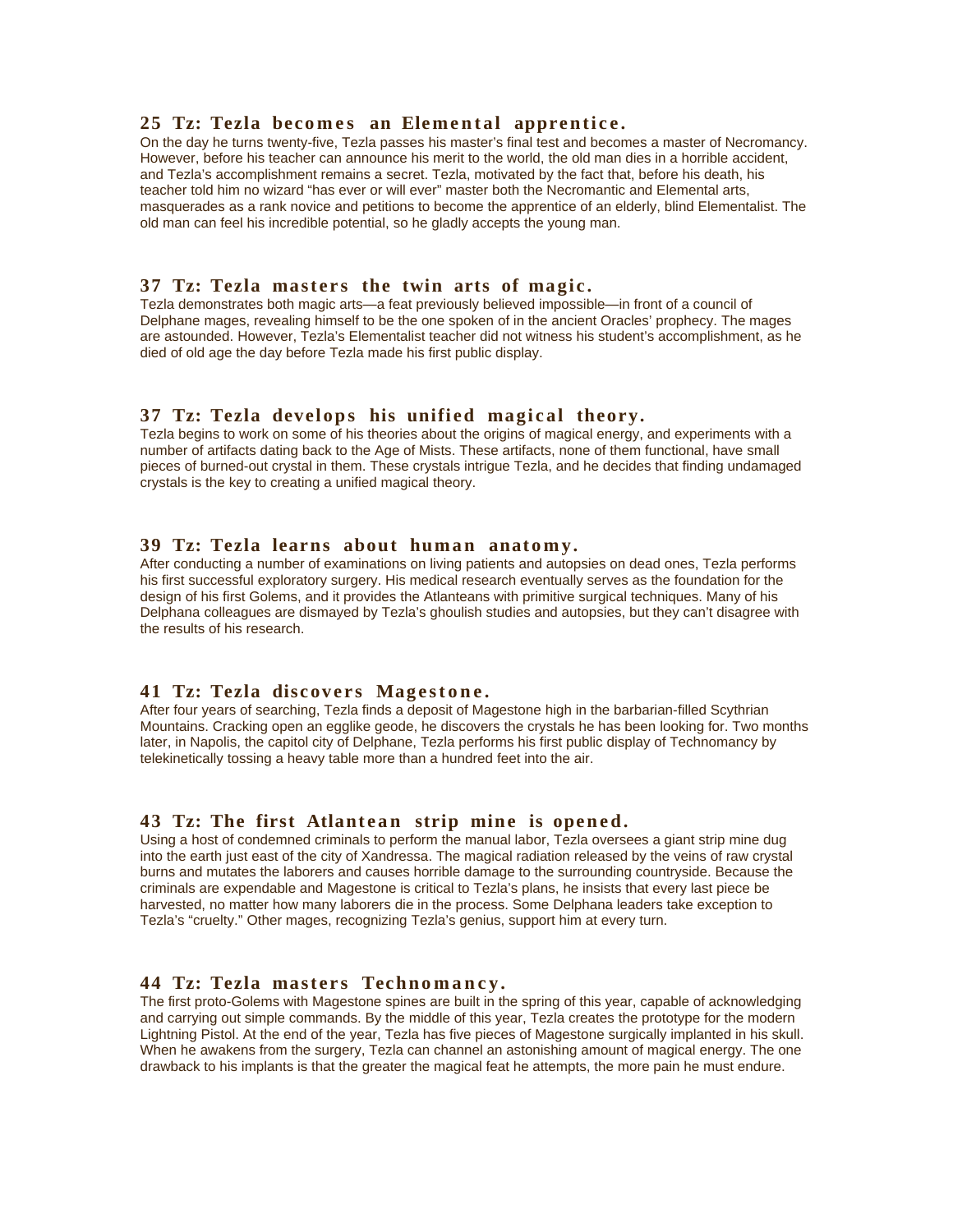### 25 Tz: Tezla becomes an Elemental apprentice.

On the day he turns twenty-five, Tezla passes his master's final test and becomes a master of Necromancy. However, before his teacher can announce his merit to the world, the old man dies in a horrible accident, and Tezla's accomplishment remains a secret. Tezla, motivated by the fact that, before his death, his teacher told him no wizard "has ever or will ever" master both the Necromantic and Elemental arts, masquerades as a rank novice and petitions to become the apprentice of an elderly, blind Elementalist. The old man can feel his incredible potential, so he gladly accepts the young man.

### 37 Tz: Tezla masters the twin arts of magic.

Tezla demonstrates both magic arts—a feat previously believed impossible—in front of a council of Delphane mages, revealing himself to be the one spoken of in the ancient Oracles' prophecy. The mages are astounded. However, Tezla's Elementalist teacher did not witness his student's accomplishment, as he died of old age the day before Tezla made his first public display.

### 37 Tz: Tezla develops his unified magical theory.

Tezla begins to work on some of his theories about the origins of magical energy, and experiments with a number of artifacts dating back to the Age of Mists. These artifacts, none of them functional, have small pieces of burned-out crystal in them. These crystals intrigue Tezla, and he decides that finding undamaged crystals is the key to creating a unified magical theory.

### 39 Tz: Tezla learns about human anatomy.

After conducting a number of examinations on living patients and autopsies on dead ones, Tezla performs his first successful exploratory surgery. His medical research eventually serves as the foundation for the design of his first Golems, and it provides the Atlanteans with primitive surgical techniques. Many of his Delphana colleagues are dismayed by Tezla's ghoulish studies and autopsies, but they can't disagree with the results of his research.

### 41 Tz: Tezla discovers Magestone.

After four years of searching, Tezla finds a deposit of Magestone high in the barbarian-filled Scythrian Mountains. Cracking open an egglike geode, he discovers the crystals he has been looking for. Two months later, in Napolis, the capitol city of Delphane, Tezla performs his first public display of Technomancy by telekinetically tossing a heavy table more than a hundred feet into the air.

### 43 Tz: The first Atlantean strip mine is opened.

Using a host of condemned criminals to perform the manual labor, Tezla oversees a giant strip mine dug into the earth just east of the city of Xandressa. The magical radiation released by the veins of raw crystal burns and mutates the laborers and causes horrible damage to the surrounding countryside. Because the criminals are expendable and Magestone is critical to Tezla's plans, he insists that every last piece be harvested, no matter how many laborers die in the process. Some Delphana leaders take exception to Tezla's "cruelty." Other mages, recognizing Tezla's genius, support him at every turn.

### 44 Tz: Tezla masters Technomancy.

The first proto-Golems with Magestone spines are built in the spring of this year, capable of acknowledging and carrying out simple commands. By the middle of this year, Tezla creates the prototype for the modern Lightning Pistol. At the end of the year, Tezla has five pieces of Magestone surgically implanted in his skull. When he awakens from the surgery, Tezla can channel an astonishing amount of magical energy. The one drawback to his implants is that the greater the magical feat he attempts, the more pain he must endure.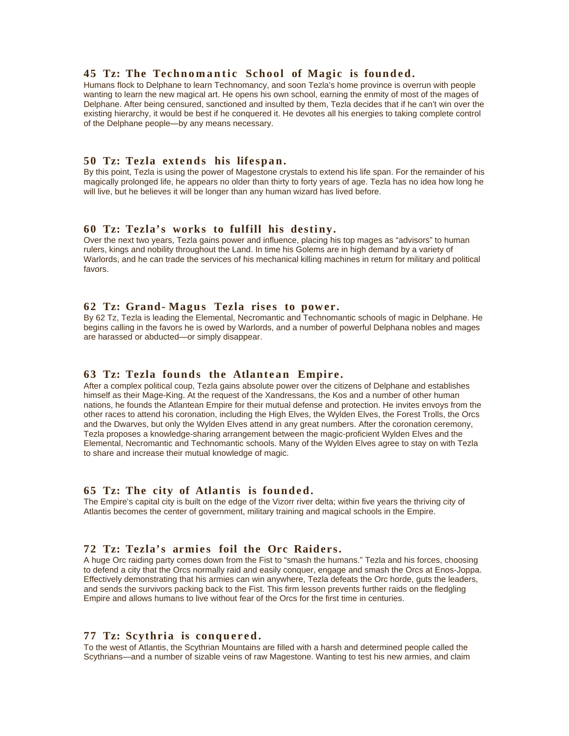### 45 Tz: The Technomantic School of Magic is founded.

Humans flock to Delphane to learn Technomancy, and soon Tezla's home province is overrun with people wanting to learn the new magical art. He opens his own school, earning the enmity of most of the mages of Delphane. After being censured, sanctioned and insulted by them, Tezla decides that if he can't win over the existing hierarchy, it would be best if he conquered it. He devotes all his energies to taking complete control of the Delphane people—by any means necessary.

### 50 Tz: Tezla extends his lifespan.

By this point, Tezla is using the power of Magestone crystals to extend his life span. For the remainder of his magically prolonged life, he appears no older than thirty to forty years of age. Tezla has no idea how long he will live, but he believes it will be longer than any human wizard has lived before.

### 60 Tz: Tezla's works to fulfill his destiny.

Over the next two years, Tezla gains power and influence, placing his top mages as "advisors" to human rulers, kings and nobility throughout the Land. In time his Golems are in high demand by a variety of Warlords, and he can trade the services of his mechanical killing machines in return for military and political favors.

### 62 Tz: Grand-Magus Tezla rises to power.

By 62 Tz, Tezla is leading the Elemental, Necromantic and Technomantic schools of magic in Delphane. He begins calling in the favors he is owed by Warlords, and a number of powerful Delphana nobles and mages are harassed or abducted—or simply disappear.

### 63 Tz: Tezla founds the Atlantean Empire.

After a complex political coup, Tezla gains absolute power over the citizens of Delphane and establishes himself as their Mage-King. At the request of the Xandressans, the Kos and a number of other human nations, he founds the Atlantean Empire for their mutual defense and protection. He invites envoys from the other races to attend his coronation, including the High Elves, the Wylden Elves, the Forest Trolls, the Orcs and the Dwarves, but only the Wylden Elves attend in any great numbers. After the coronation ceremony, Tezla proposes a knowledge-sharing arrangement between the magic-proficient Wylden Elves and the Elemental, Necromantic and Technomantic schools. Many of the Wylden Elves agree to stay on with Tezla to share and increase their mutual knowledge of magic.

### 65 Tz: The city of Atlantis is founded.

The Empire's capital city is built on the edge of the Vizorr river delta; within five years the thriving city of Atlantis becomes the center of government, military training and magical schools in the Empire.

### 72 Tz: Tezla's armies foil the Orc Raiders.

A huge Orc raiding party comes down from the Fist to "smash the humans." Tezla and his forces, choosing to defend a city that the Orcs normally raid and easily conquer, engage and smash the Orcs at Enos-Joppa. Effectively demonstrating that his armies can win anywhere, Tezla defeats the Orc horde, guts the leaders, and sends the survivors packing back to the Fist. This firm lesson prevents further raids on the fledgling Empire and allows humans to live without fear of the Orcs for the first time in centuries.

### 77 Tz: Scythria is conquered.

To the west of Atlantis, the Scythrian Mountains are filled with a harsh and determined people called the Scythrians—and a number of sizable veins of raw Magestone. Wanting to test his new armies, and claim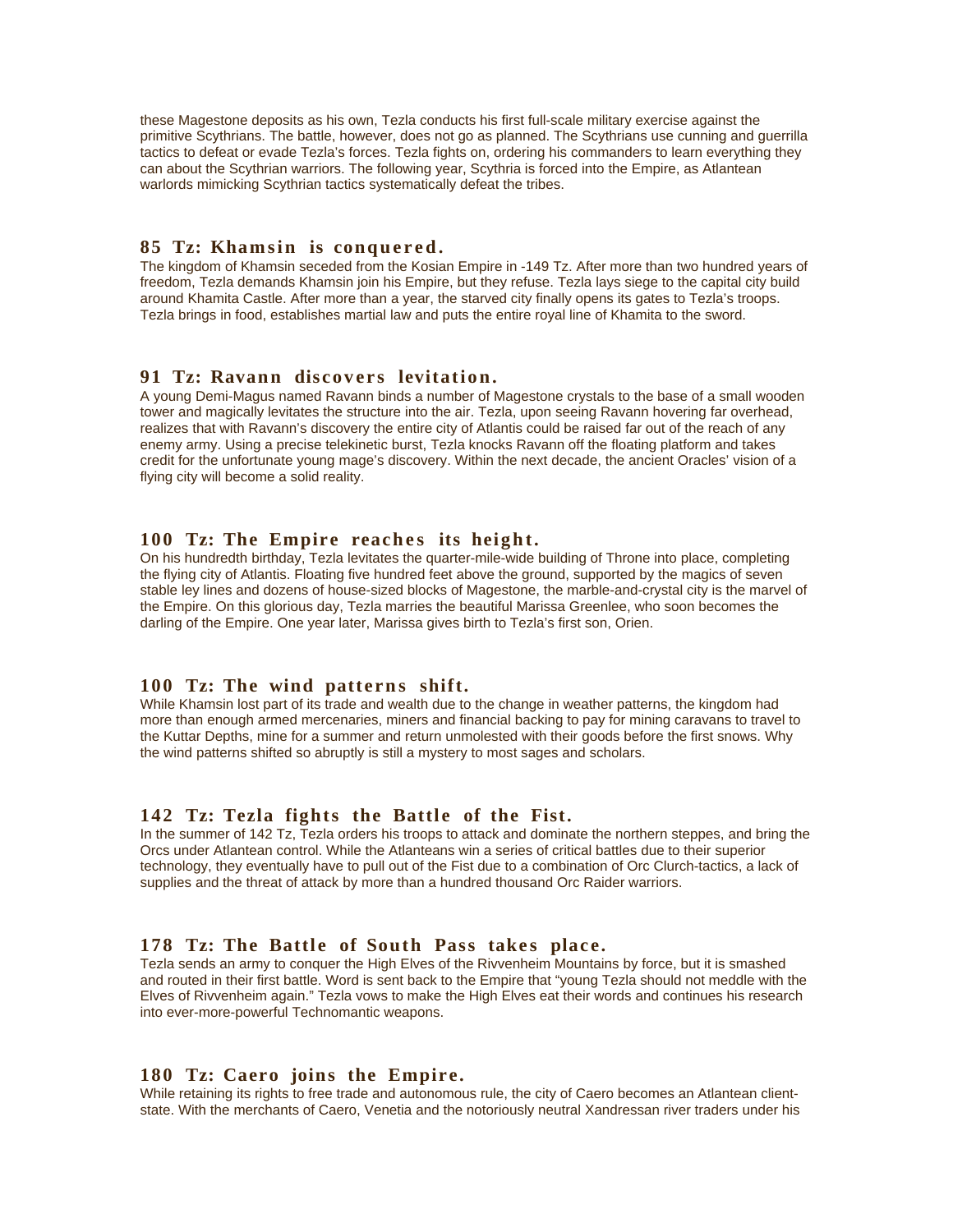these Magestone deposits as his own, Tezla conducts his first full-scale military exercise against the primitive Scythrians. The battle, however, does not go as planned. The Scythrians use cunning and guerrilla tactics to defeat or evade Tezla's forces. Tezla fights on, ordering his commanders to learn everything they can about the Scythrian warriors. The following year, Scythria is forced into the Empire, as Atlantean warlords mimicking Scythrian tactics systematically defeat the tribes.

### 85 Tz: Khamsin is conquered.

The kingdom of Khamsin seceded from the Kosian Empire in -149 Tz. After more than two hundred years of freedom, Tezla demands Khamsin join his Empire, but they refuse. Tezla lays siege to the capital city build around Khamita Castle. After more than a year, the starved city finally opens its gates to Tezla's troops. Tezla brings in food, establishes martial law and puts the entire royal line of Khamita to the sword.

### 91 Tz: Ravann discovers levitation.

A young Demi-Magus named Ravann binds a number of Magestone crystals to the base of a small wooden tower and magically levitates the structure into the air. Tezla, upon seeing Ravann hovering far overhead, realizes that with Ravann's discovery the entire city of Atlantis could be raised far out of the reach of any enemy army. Using a precise telekinetic burst, Tezla knocks Ravann off the floating platform and takes credit for the unfortunate young mage's discovery. Within the next decade, the ancient Oracles' vision of a flying city will become a solid reality.

### 100 Tz: The Empire reaches its height.

On his hundredth birthday, Tezla levitates the quarter-mile-wide building of Throne into place, completing the flying city of Atlantis. Floating five hundred feet above the ground, supported by the magics of seven stable ley lines and dozens of house-sized blocks of Magestone, the marble-and-crystal city is the marvel of the Empire. On this glorious day, Tezla marries the beautiful Marissa Greenlee, who soon becomes the darling of the Empire. One year later, Marissa gives birth to Tezla's first son, Orien.

### 100 Tz: The wind patterns shift.

While Khamsin lost part of its trade and wealth due to the change in weather patterns, the kingdom had more than enough armed mercenaries, miners and financial backing to pay for mining caravans to travel to the Kuttar Depths, mine for a summer and return unmolested with their goods before the first snows. Why the wind patterns shifted so abruptly is still a mystery to most sages and scholars.

### 142 Tz: Tezla fights the Battle of the Fist.

In the summer of 142 Tz, Tezla orders his troops to attack and dominate the northern steppes, and bring the Orcs under Atlantean control. While the Atlanteans win a series of critical battles due to their superior technology, they eventually have to pull out of the Fist due to a combination of Orc Clurch-tactics, a lack of supplies and the threat of attack by more than a hundred thousand Orc Raider warriors.

### 178 Tz: The Battle of South Pass takes place.

Tezla sends an army to conquer the High Elves of the Rivvenheim Mountains by force, but it is smashed and routed in their first battle. Word is sent back to the Empire that "young Tezla should not meddle with the Elves of Rivvenheim again." Tezla vows to make the High Elves eat their words and continues his research into ever-more-powerful Technomantic weapons.

### 180 Tz: Caero joins the Empire.

While retaining its rights to free trade and autonomous rule, the city of Caero becomes an Atlantean client-state. With the merchants of Caero, Venetia and the notoriously neutral Xandressan river traders under his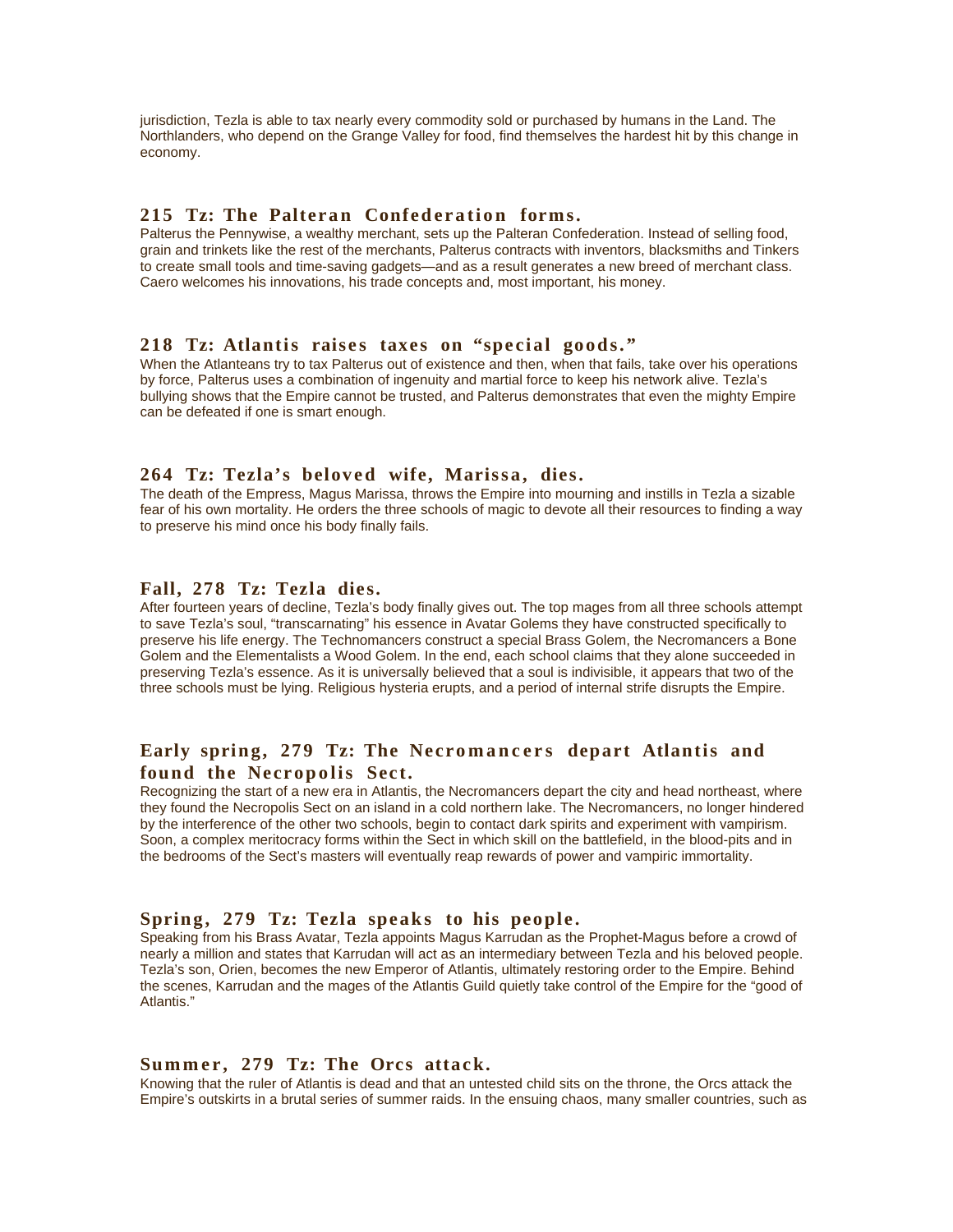jurisdiction, Tezla is able to tax nearly every commodity sold or purchased by humans in the Land. The Northlanders, who depend on the Grange Valley for food, find themselves the hardest hit by this change in economy.

### 215 Tz: The Palteran Confederation forms.

Palterus the Pennywise, a wealthy merchant, sets up the Palteran Confederation. Instead of selling food, grain and trinkets like the rest of the merchants, Palterus contracts with inventors, blacksmiths and Tinkers to create small tools and time-saving gadgets—and as a result generates a new breed of merchant class. Caero welcomes his innovations, his trade concepts and, most important, his money.

### 218 Tz: Atlantis raises taxes on "special goods."

When the Atlanteans try to tax Palterus out of existence and then, when that fails, take over his operations by force, Palterus uses a combination of ingenuity and martial force to keep his network alive. Tezla's bullying shows that the Empire cannot be trusted, and Palterus demonstrates that even the mighty Empire can be defeated if one is smart enough.

### 264 Tz: Tezla's beloved wife, Marissa, dies.

The death of the Empress, Magus Marissa, throws the Empire into mourning and instills in Tezla a sizable fear of his own mortality. He orders the three schools of magic to devote all their resources to finding a way to preserve his mind once his body finally fails.

### Fall, 278 Tz: Tezla dies.

After fourteen years of decline, Tezla's body finally gives out. The top mages from all three schools attempt to save Tezla's soul, "transcarnating" his essence in Avatar Golems they have constructed specifically to preserve his life energy. The Technomancers construct a special Brass Golem, the Necromancers a Bone Golem and the Elementalists a Wood Golem. In the end, each school claims that they alone succeeded in preserving Tezla's essence. As it is universally believed that a soul is indivisible, it appears that two of the three schools must be lying. Religious hysteria erupts, and a period of internal strife disrupts the Empire.

### Early spring, 279 Tz: The Necromancers depart Atlantis and found the Necropolis Sect.

Recognizing the start of a new era in Atlantis, the Necromancers depart the city and head northeast, where they found the Necropolis Sect on an island in a cold northern lake. The Necromancers, no longer hindered by the interference of the other two schools, begin to contact dark spirits and experiment with vampirism. Soon, a complex meritocracy forms within the Sect in which skill on the battlefield, in the blood-pits and in the bedrooms of the Sect's masters will eventually reap rewards of power and vampiric immortality.

### Spring, 279 Tz: Tezla speaks to his people.

Speaking from his Brass Avatar, Tezla appoints Magus Karrudan as the Prophet-Magus before a crowd of nearly a million and states that Karrudan will act as an intermediary between Tezla and his beloved people. Tezla's son, Orien, becomes the new Emperor of Atlantis, ultimately restoring order to the Empire. Behind the scenes, Karrudan and the mages of the Atlantis Guild quietly take control of the Empire for the "good of Atlantis."

### Summer, 279 Tz: The Orcs attack.

Knowing that the ruler of Atlantis is dead and that an untested child sits on the throne, the Orcs attack the Empire's outskirts in a brutal series of summer raids. In the ensuing chaos, many smaller countries, such as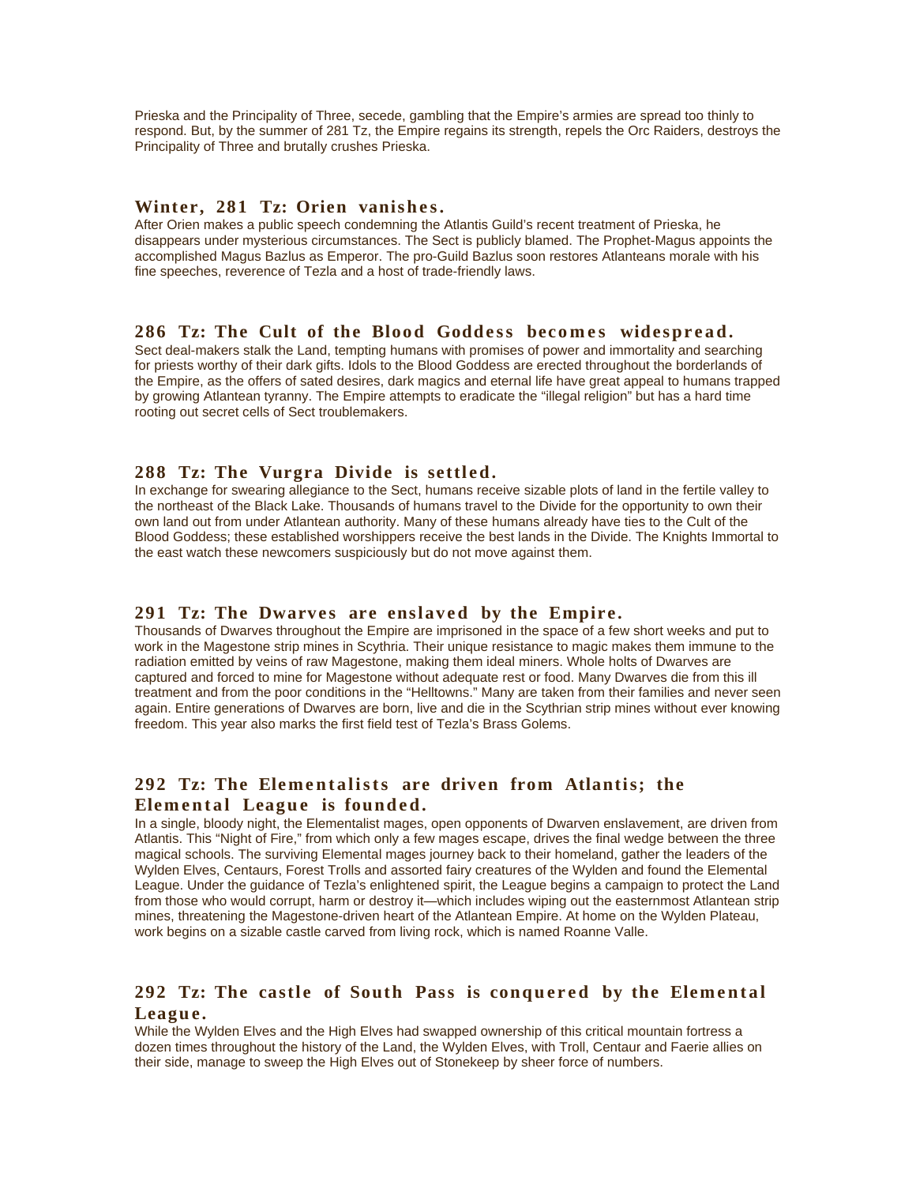Prieska and the Principality of Three, secede, gambling that the Empire's armies are spread too thinly to respond. But, by the summer of 281 Tz, the Empire regains its strength, repels the Orc Raiders, destroys the Principality of Three and brutally crushes Prieska.

### Winter, 281 Tz: Orien vanishes.

After Orien makes a public speech condemning the Atlantis Guild's recent treatment of Prieska, he disappears under mysterious circumstances. The Sect is publicly blamed. The Prophet-Magus appoints the accomplished Magus Bazlus as Emperor. The pro-Guild Bazlus soon restores Atlanteans morale with his fine speeches, reverence of Tezla and a host of trade-friendly laws.

### 286 Tz: The Cult of the Blood Goddess becomes widespread.

Sect deal-makers stalk the Land, tempting humans with promises of power and immortality and searching for priests worthy of their dark gifts. Idols to the Blood Goddess are erected throughout the borderlands of the Empire, as the offers of sated desires, dark magics and eternal life have great appeal to humans trapped by growing Atlantean tyranny. The Empire attempts to eradicate the "illegal religion" but has a hard time rooting out secret cells of Sect troublemakers.

### 288 Tz: The Vurgra Divide is settled.

In exchange for swearing allegiance to the Sect, humans receive sizable plots of land in the fertile valley to the northeast of the Black Lake. Thousands of humans travel to the Divide for the opportunity to own their own land out from under Atlantean authority. Many of these humans already have ties to the Cult of the Blood Goddess; these established worshippers receive the best lands in the Divide. The Knights Immortal to the east watch these newcomers suspiciously but do not move against them.

### 291 Tz: The Dwarves are enslaved by the Empire.

Thousands of Dwarves throughout the Empire are imprisoned in the space of a few short weeks and put to work in the Magestone strip mines in Scythria. Their unique resistance to magic makes them immune to the radiation emitted by veins of raw Magestone, making them ideal miners. Whole holts of Dwarves are captured and forced to mine for Magestone without adequate rest or food. Many Dwarves die from this ill treatment and from the poor conditions in the "Helltowns." Many are taken from their families and never seen again. Entire generations of Dwarves are born, live and die in the Scythrian strip mines without ever knowing freedom. This year also marks the first field test of Tezla's Brass Golems.

### 292 Tz: The Elementalists are driven from Atlantis; the Elemental League is founded.

In a single, bloody night, the Elementalist mages, open opponents of Dwarven enslavement, are driven from Atlantis. This "Night of Fire," from which only a few mages escape, drives the final wedge between the three magical schools. The surviving Elemental mages journey back to their homeland, gather the leaders of the Wylden Elves, Centaurs, Forest Trolls and assorted fairy creatures of the Wylden and found the Elemental League. Under the guidance of Tezla's enlightened spirit, the League begins a campaign to protect the Land from those who would corrupt, harm or destroy it—which includes wiping out the easternmost Atlantean strip mines, threatening the Magestone-driven heart of the Atlantean Empire. At home on the Wylden Plateau, work begins on a sizable castle carved from living rock, which is named Roanne Valle.

### 292 Tz: The castle of South Pass is conquered by the Elemental League.

While the Wylden Elves and the High Elves had swapped ownership of this critical mountain fortress a dozen times throughout the history of the Land, the Wylden Elves, with Troll, Centaur and Faerie allies on their side, manage to sweep the High Elves out of Stonekeep by sheer force of numbers.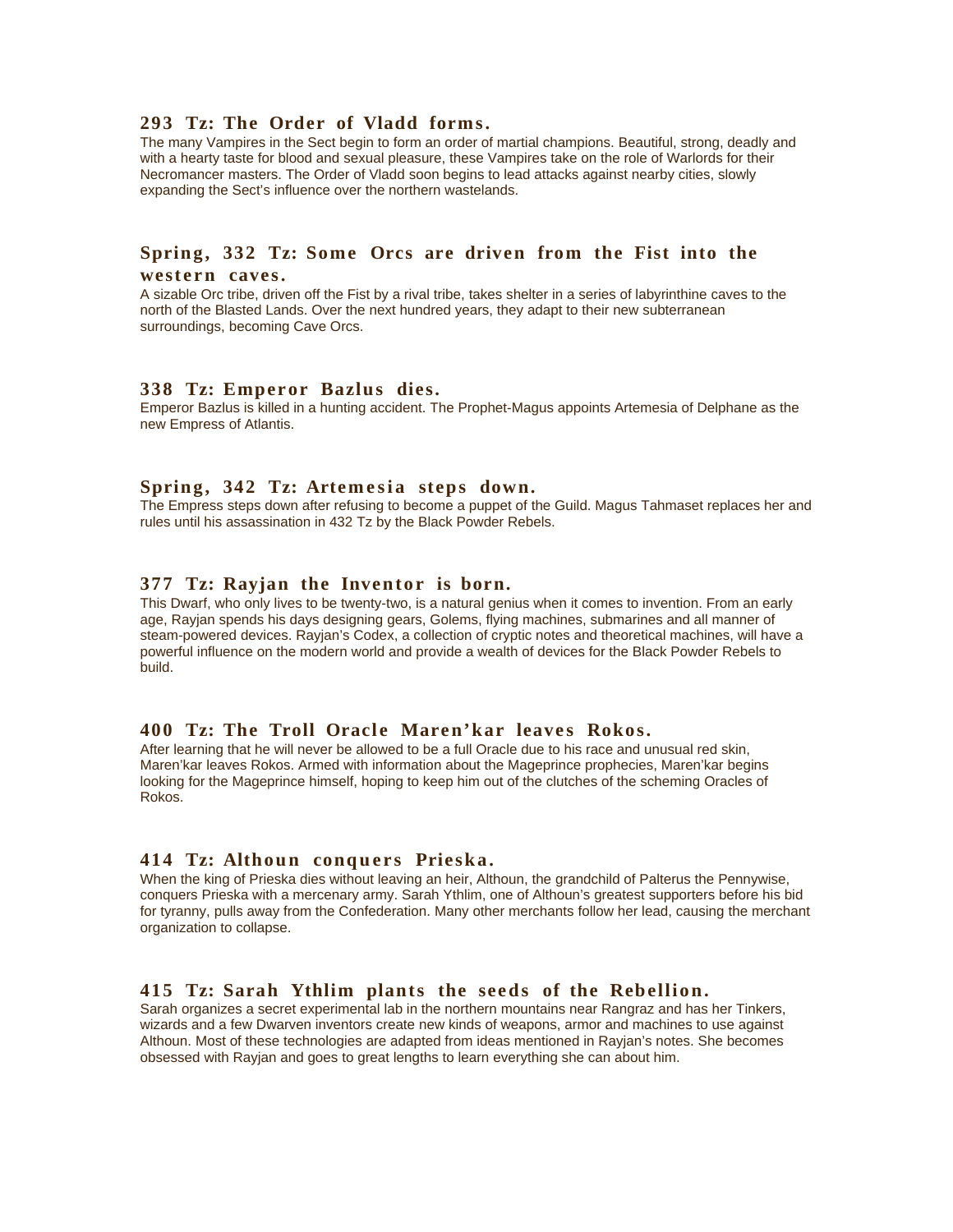### 293 Tz: The Order of Vladd forms.

The many Vampires in the Sect begin to form an order of martial champions. Beautiful, strong, deadly and with a hearty taste for blood and sexual pleasure, these Vampires take on the role of Warlords for their Necromancer masters. The Order of Vladd soon begins to lead attacks against nearby cities, slowly expanding the Sect's influence over the northern wastelands.

### Spring, 332 Tz: Some Orcs are driven from the Fist into the western caves.

A sizable Orc tribe, driven off the Fist by a rival tribe, takes shelter in a series of labyrinthine caves to the north of the Blasted Lands. Over the next hundred years, they adapt to their new subterranean surroundings, becoming Cave Orcs.

### 338 Tz: Emperor Bazlus dies.

Emperor Bazlus is killed in a hunting accident. The Prophet-Magus appoints Artemesia of Delphane as the new Empress of Atlantis.

### Spring, 342 Tz: Artemesia steps down.

The Empress steps down after refusing to become a puppet of the Guild. Magus Tahmaset replaces her and rules until his assassination in 432 Tz by the Black Powder Rebels.

### 377 Tz: Rayjan the Inventor is born.

This Dwarf, who only lives to be twenty-two, is a natural genius when it comes to invention. From an early age, Rayjan spends his days designing gears, Golems, flying machines, submarines and all manner of steam-powered devices. Rayjan's Codex, a collection of cryptic notes and theoretical machines, will have a powerful influence on the modern world and provide a wealth of devices for the Black Powder Rebels to build.

### 400 Tz: The Troll Oracle Maren'kar leaves Rokos.

After learning that he will never be allowed to be a full Oracle due to his race and unusual red skin, Maren'kar leaves Rokos. Armed with information about the Mageprince prophecies, Maren'kar begins looking for the Mageprince himself, hoping to keep him out of the clutches of the scheming Oracles of Rokos.

### 414 Tz: Althoun conquers Prieska.

When the king of Prieska dies without leaving an heir, Althoun, the grandchild of Palterus the Pennywise, conquers Prieska with a mercenary army. Sarah Ythlim, one of Althoun's greatest supporters before his bid for tyranny, pulls away from the Confederation. Many other merchants follow her lead, causing the merchant organization to collapse.

### 415 Tz: Sarah Ythlim plants the seeds of the Rebellion.

Sarah organizes a secret experimental lab in the northern mountains near Rangraz and has her Tinkers, wizards and a few Dwarven inventors create new kinds of weapons, armor and machines to use against Althoun. Most of these technologies are adapted from ideas mentioned in Rayjan's notes. She becomes obsessed with Rayjan and goes to great lengths to learn everything she can about him.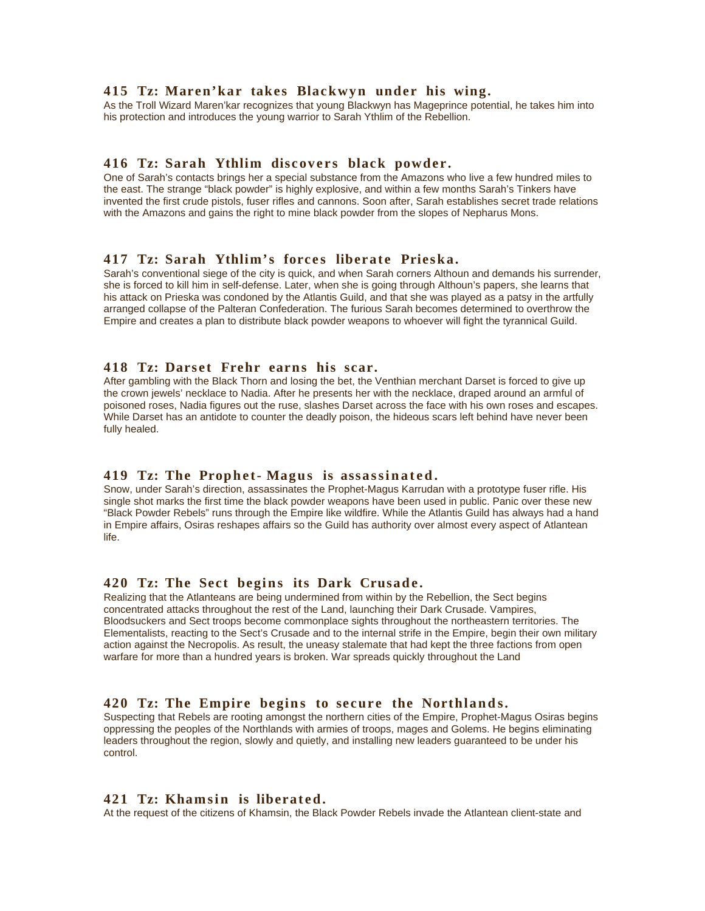### 415 Tz: Maren'kar takes Blackwyn under his wing.

As the Troll Wizard Maren'kar recognizes that young Blackwyn has Mageprince potential, he takes him into his protection and introduces the young warrior to Sarah Ythlim of the Rebellion.

### 416 Tz: Sarah Ythlim discovers black powder.

One of Sarah's contacts brings her a special substance from the Amazons who live a few hundred miles to the east. The strange "black powder" is highly explosive, and within a few months Sarah's Tinkers have invented the first crude pistols, fuser rifles and cannons. Soon after, Sarah establishes secret trade relations with the Amazons and gains the right to mine black powder from the slopes of Nepharus Mons.

### 417 Tz: Sarah Ythlim's forces liberate Prieska.

Sarah's conventional siege of the city is quick, and when Sarah corners Althoun and demands his surrender, she is forced to kill him in self-defense. Later, when she is going through Althoun's papers, she learns that his attack on Prieska was condoned by the Atlantis Guild, and that she was played as a patsy in the artfully arranged collapse of the Palteran Confederation. The furious Sarah becomes determined to overthrow the Empire and creates a plan to distribute black powder weapons to whoever will fight the tyrannical Guild.

### 418 Tz: Darset Frehr earns his scar.

After gambling with the Black Thorn and losing the bet, the Venthian merchant Darset is forced to give up the crown jewels' necklace to Nadia. After he presents her with the necklace, draped around an armful of poisoned roses, Nadia figures out the ruse, slashes Darset across the face with his own roses and escapes. While Darset has an antidote to counter the deadly poison, the hideous scars left behind have never been fully healed.

### 419 Tz: The Prophet- Magus is assassinated.

Snow, under Sarah's direction, assassinates the Prophet-Magus Karrudan with a prototype fuser rifle. His single shot marks the first time the black powder weapons have been used in public. Panic over these new "Black Powder Rebels" runs through the Empire like wildfire. While the Atlantis Guild has always had a hand in Empire affairs, Osiras reshapes affairs so the Guild has authority over almost every aspect of Atlantean life.

### 420 Tz: The Sect begins its Dark Crusade.

Realizing that the Atlanteans are being undermined from within by the Rebellion, the Sect begins concentrated attacks throughout the rest of the Land, launching their Dark Crusade. Vampires, Bloodsuckers and Sect troops become commonplace sights throughout the northeastern territories. The Elementalists, reacting to the Sect's Crusade and to the internal strife in the Empire, begin their own military action against the Necropolis. As result, the uneasy stalemate that had kept the three factions from open warfare for more than a hundred years is broken. War spreads quickly throughout the Land

### 420 Tz: The Empire begins to secure the Northlands.

Suspecting that Rebels are rooting amongst the northern cities of the Empire, Prophet-Magus Osiras begins oppressing the peoples of the Northlands with armies of troops, mages and Golems. He begins eliminating leaders throughout the region, slowly and quietly, and installing new leaders guaranteed to be under his control.

### 421 Tz: Khamsin is liberated.

At the request of the citizens of Khamsin, the Black Powder Rebels invade the Atlantean client-state and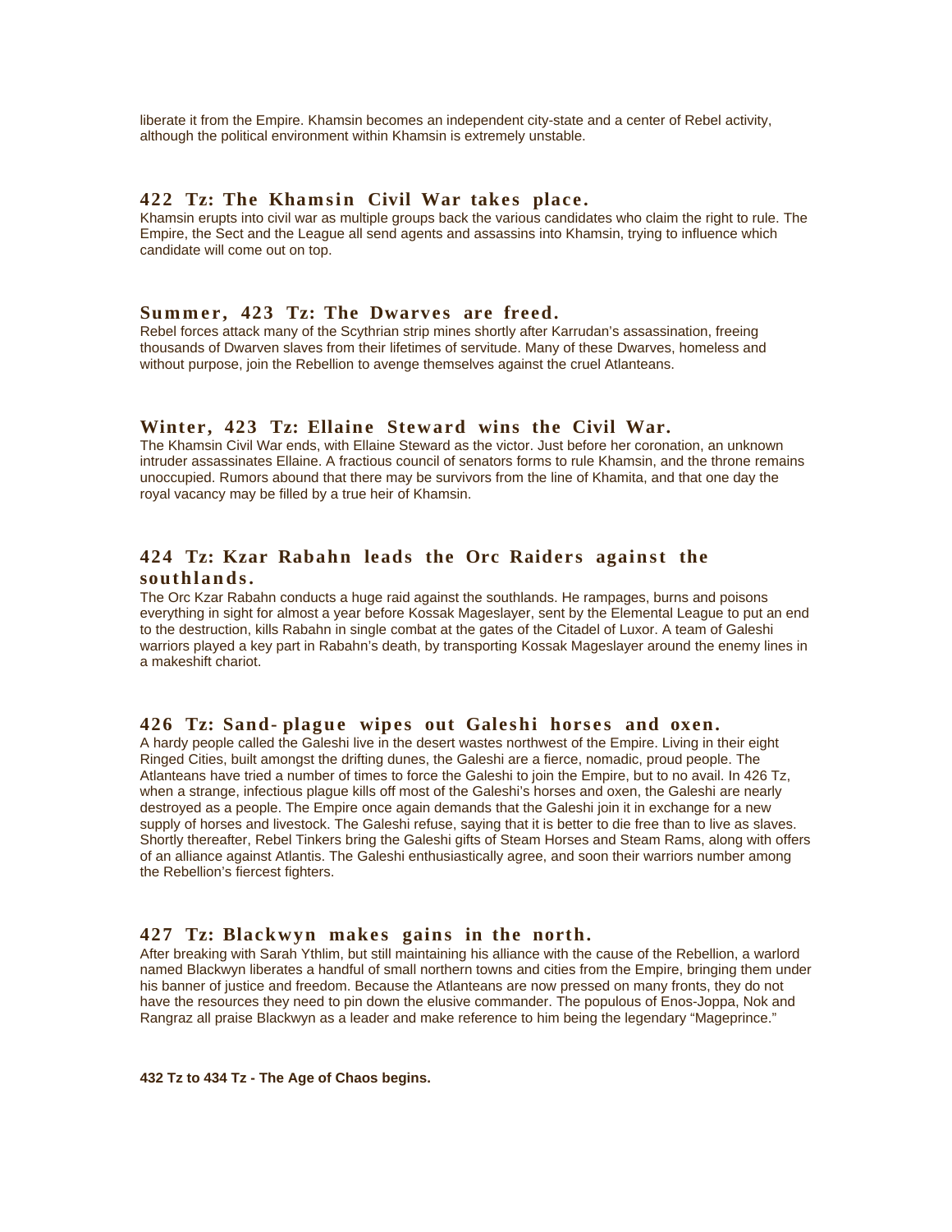liberate it from the Empire. Khamsin becomes an independent city-state and a center of Rebel activity, although the political environment within Khamsin is extremely unstable.

### 422 Tz: The Khamsin Civil War takes place.

Khamsin erupts into civil war as multiple groups back the various candidates who claim the right to rule. The Empire, the Sect and the League all send agents and assassins into Khamsin, trying to influence which candidate will come out on top.

### Summer, 423 Tz: The Dwarves are freed.

Rebel forces attack many of the Scythrian strip mines shortly after Karrudan's assassination, freeing thousands of Dwarven slaves from their lifetimes of servitude. Many of these Dwarves, homeless and without purpose, join the Rebellion to avenge themselves against the cruel Atlanteans.

### Winter, 423 Tz: Ellaine Steward wins the Civil War.

The Khamsin Civil War ends, with Ellaine Steward as the victor. Just before her coronation, an unknown intruder assassinates Ellaine. A fractious council of senators forms to rule Khamsin, and the throne remains unoccupied. Rumors abound that there may be survivors from the line of Khamita, and that one day the royal vacancy may be filled by a true heir of Khamsin.

### 424 Tz: Kzar Rabahn leads the Orc Raiders against the southlands.

The Orc Kzar Rabahn conducts a huge raid against the southlands. He rampages, burns and poisons everything in sight for almost a year before Kossak Mageslayer, sent by the Elemental League to put an end to the destruction, kills Rabahn in single combat at the gates of the Citadel of Luxor. A team of Galeshi warriors played a key part in Rabahn's death, by transporting Kossak Mageslayer around the enemy lines in a makeshift chariot.

### 426 Tz: Sand-plague wipes out Galeshi horses and oxen.

A hardy people called the Galeshi live in the desert wastes northwest of the Empire. Living in their eight Ringed Cities, built amongst the drifting dunes, the Galeshi are a fierce, nomadic, proud people. The Atlanteans have tried a number of times to force the Galeshi to join the Empire, but to no avail. In 426 Tz, when a strange, infectious plague kills off most of the Galeshi's horses and oxen, the Galeshi are nearly destroyed as a people. The Empire once again demands that the Galeshi join it in exchange for a new supply of horses and livestock. The Galeshi refuse, saying that it is better to die free than to live as slaves. Shortly thereafter, Rebel Tinkers bring the Galeshi gifts of Steam Horses and Steam Rams, along with offers of an alliance against Atlantis. The Galeshi enthusiastically agree, and soon their warriors number among the Rebellion's fiercest fighters.

### 427 Tz: Blackwyn makes gains in the north.

After breaking with Sarah Ythlim, but still maintaining his alliance with the cause of the Rebellion, a warlord named Blackwyn liberates a handful of small northern towns and cities from the Empire, bringing them under his banner of justice and freedom. Because the Atlanteans are now pressed on many fronts, they do not have the resources they need to pin down the elusive commander. The populous of Enos-Joppa, Nok and Rangraz all praise Blackwyn as a leader and make reference to him being the legendary "Mageprince."

**432 Tz to 434 Tz - The Age of Chaos begins.**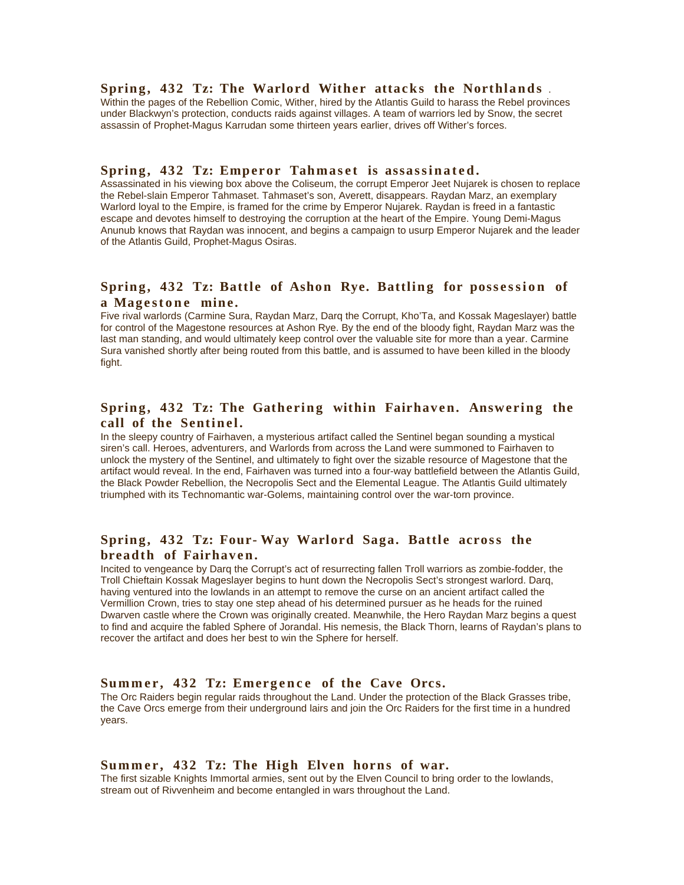### Spring, 432 Tz: The Warlord Wither attacks the Northlands .

Within the pages of the Rebellion Comic, Wither, hired by the Atlantis Guild to harass the Rebel provinces under Blackwyn's protection, conducts raids against villages. A team of warriors led by Snow, the secret assassin of Prophet-Magus Karrudan some thirteen years earlier, drives off Wither's forces.

### Spring, 432 Tz: Emperor Tahmaset is assassinated.

Assassinated in his viewing box above the Coliseum, the corrupt Emperor Jeet Nujarek is chosen to replace the Rebel-slain Emperor Tahmaset. Tahmaset's son, Averett, disappears. Raydan Marz, an exemplary Warlord loyal to the Empire, is framed for the crime by Emperor Nujarek. Raydan is freed in a fantastic escape and devotes himself to destroying the corruption at the heart of the Empire. Young Demi-Magus Anunub knows that Raydan was innocent, and begins a campaign to usurp Emperor Nujarek and the leader of the Atlantis Guild, Prophet-Magus Osiras.

### Spring, 432 Tz: Battle of Ashon Rye. Battling for possession of a Magestone mine.

Five rival warlords (Carmine Sura, Raydan Marz, Darq the Corrupt, Kho'Ta, and Kossak Mageslayer) battle for control of the Magestone resources at Ashon Rye. By the end of the bloody fight, Raydan Marz was the last man standing, and would ultimately keep control over the valuable site for more than a year. Carmine Sura vanished shortly after being routed from this battle, and is assumed to have been killed in the bloody fight.

### Spring, 432 Tz: The Gathering within Fairhaven. Answering the call of the Sentinel.

In the sleepy country of Fairhaven, a mysterious artifact called the Sentinel began sounding a mystical siren's call. Heroes, adventurers, and Warlords from across the Land were summoned to Fairhaven to unlock the mystery of the Sentinel, and ultimately to fight over the sizable resource of Magestone that the artifact would reveal. In the end, Fairhaven was turned into a four-way battlefield between the Atlantis Guild, the Black Powder Rebellion, the Necropolis Sect and the Elemental League. The Atlantis Guild ultimately triumphed with its Technomantic war-Golems, maintaining control over the war-torn province.

### Spring, 432 Tz: Four-Way Warlord Saga. Battle across the breadth of Fairhaven.

Incited to vengeance by Darq the Corrupt's act of resurrecting fallen Troll warriors as zombie-fodder, the Troll Chieftain Kossak Mageslayer begins to hunt down the Necropolis Sect's strongest warlord. Darq, having ventured into the lowlands in an attempt to remove the curse on an ancient artifact called the Vermillion Crown, tries to stay one step ahead of his determined pursuer as he heads for the ruined Dwarven castle where the Crown was originally created. Meanwhile, the Hero Raydan Marz begins a quest to find and acquire the fabled Sphere of Jorandal. His nemesis, the Black Thorn, learns of Raydan's plans to recover the artifact and does her best to win the Sphere for herself.

### Summer, 432 Tz: Emergence of the Cave Orcs.

The Orc Raiders begin regular raids throughout the Land. Under the protection of the Black Grasses tribe, the Cave Orcs emerge from their underground lairs and join the Orc Raiders for the first time in a hundred years.

### Summer, 432 Tz: The High Elven horns of war.

The first sizable Knights Immortal armies, sent out by the Elven Council to bring order to the lowlands, stream out of Rivvenheim and become entangled in wars throughout the Land.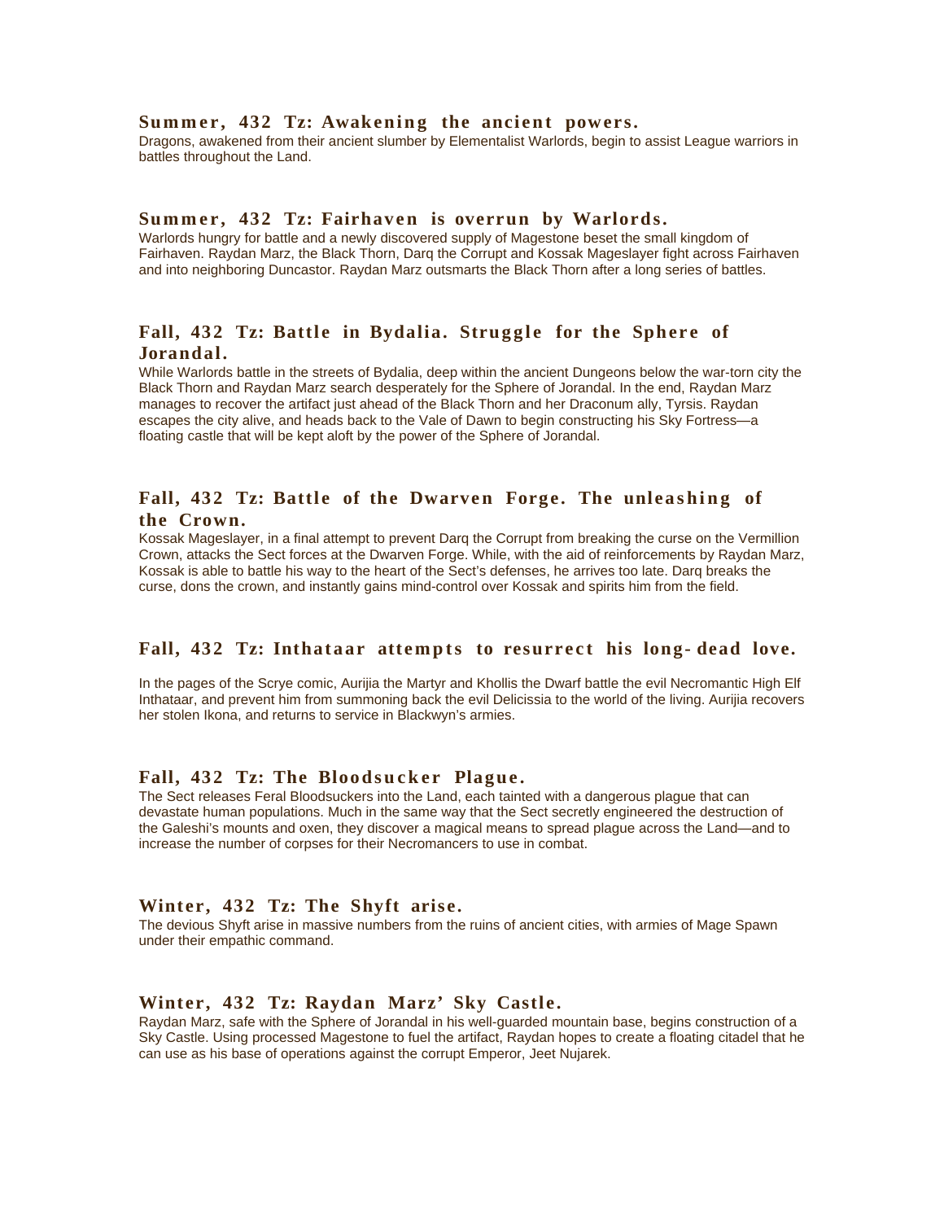### Summer, 432 Tz: Awakening the ancient powers.

Dragons, awakened from their ancient slumber by Elementalist Warlords, begin to assist League warriors in battles throughout the Land.

### Summer, 432 Tz: Fairhaven is overrun by Warlords.

Warlords hungry for battle and a newly discovered supply of Magestone beset the small kingdom of Fairhaven. Raydan Marz, the Black Thorn, Darq the Corrupt and Kossak Mageslayer fight across Fairhaven and into neighboring Duncastor. Raydan Marz outsmarts the Black Thorn after a long series of battles.

### Fall, 432 Tz: Battle in Bydalia. Struggle for the Sphere of Jorandal.

While Warlords battle in the streets of Bydalia, deep within the ancient Dungeons below the war-torn city the Black Thorn and Raydan Marz search desperately for the Sphere of Jorandal. In the end, Raydan Marz manages to recover the artifact just ahead of the Black Thorn and her Draconum ally, Tyrsis. Raydan escapes the city alive, and heads back to the Vale of Dawn to begin constructing his Sky Fortress—a floating castle that will be kept aloft by the power of the Sphere of Jorandal.

### Fall, 432 Tz: Battle of the Dwarven Forge. The unleashing of the Crown.

Kossak Mageslayer, in a final attempt to prevent Darq the Corrupt from breaking the curse on the Vermillion Crown, attacks the Sect forces at the Dwarven Forge. While, with the aid of reinforcements by Raydan Marz, Kossak is able to battle his way to the heart of the Sect's defenses, he arrives too late. Darq breaks the curse, dons the crown, and instantly gains mind-control over Kossak and spirits him from the field.

### Fall, 432 Tz: Inthataar attempts to resurrect his long-dead love.

In the pages of the Scrye comic, Aurijia the Martyr and Khollis the Dwarf battle the evil Necromantic High Elf Inthataar, and prevent him from summoning back the evil Delicissia to the world of the living. Aurijia recovers her stolen Ikona, and returns to service in Blackwyn's armies.

### Fall, 432 Tz: The Bloodsucker Plague.

The Sect releases Feral Bloodsuckers into the Land, each tainted with a dangerous plague that can devastate human populations. Much in the same way that the Sect secretly engineered the destruction of the Galeshi's mounts and oxen, they discover a magical means to spread plague across the Land—and to increase the number of corpses for their Necromancers to use in combat.

### Winter, 432 Tz: The Shyft arise.

The devious Shyft arise in massive numbers from the ruins of ancient cities, with armies of Mage Spawn under their empathic command.

### Winter, 432 Tz: Raydan Marz' Sky Castle.

Raydan Marz, safe with the Sphere of Jorandal in his well-guarded mountain base, begins construction of a Sky Castle. Using processed Magestone to fuel the artifact, Raydan hopes to create a floating citadel that he can use as his base of operations against the corrupt Emperor, Jeet Nujarek.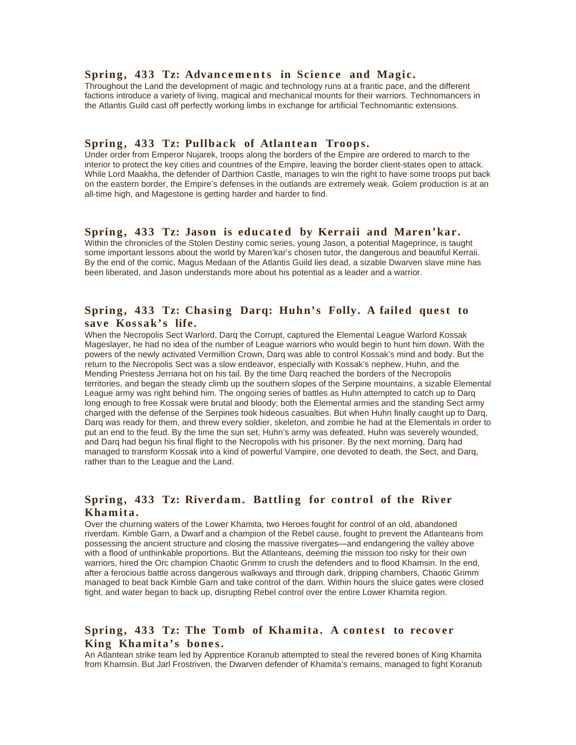### Spring, 433 Tz: Advancements in Science and Magic.

Throughout the Land the development of magic and technology runs at a frantic pace, and the different factions introduce a variety of living, magical and mechanical mounts for their warriors. Technomancers in the Atlantis Guild cast off perfectly working limbs in exchange for artificial Technomantic extensions.

### Spring, 433 Tz: Pullback of Atlantean Troops.

Under order from Emperor Nujarek, troops along the borders of the Empire are ordered to march to the interior to protect the key cities and countries of the Empire, leaving the border client-states open to attack. While Lord Maakha, the defender of Darthion Castle, manages to win the right to have some troops put back on the eastern border, the Empire's defenses in the outlands are extremely weak. Golem production is at an all-time high, and Magestone is getting harder and harder to find.

### Spring, 433 Tz: Jason is educated by Kerraii and Maren'kar.

Within the chronicles of the Stolen Destiny comic series, young Jason, a potential Mageprince, is taught some important lessons about the world by Maren'kar's chosen tutor, the dangerous and beautiful Kerraii. By the end of the comic, Magus Medaan of the Atlantis Guild lies dead, a sizable Dwarven slave mine has been liberated, and Jason understands more about his potential as a leader and a warrior.

### Spring, 433 Tz: Chasing Darq: Huhn's Folly. A failed quest to save Kossak's life.

When the Necropolis Sect Warlord, Darq the Corrupt, captured the Elemental League Warlord Kossak Mageslayer, he had no idea of the number of League warriors who would begin to hunt him down. With the powers of the newly activated Vermillion Crown, Darq was able to control Kossak's mind and body. But the return to the Necropolis Sect was a slow endeavor, especially with Kossak's nephew, Huhn, and the Mending Priestess Jerriana hot on his tail. By the time Darq reached the borders of the Necropolis territories, and began the steady climb up the southern slopes of the Serpine mountains, a sizable Elemental League army was right behind him. The ongoing series of battles as Huhn attempted to catch up to Darq long enough to free Kossak were brutal and bloody; both the Elemental armies and the standing Sect army charged with the defense of the Serpines took hideous casualties. But when Huhn finally caught up to Darq, Darq was ready for them, and threw every soldier, skeleton, and zombie he had at the Elementals in order to put an end to the feud. By the time the sun set, Huhn's army was defeated, Huhn was severely wounded, and Darq had begun his final flight to the Necropolis with his prisoner. By the next morning, Darq had managed to transform Kossak into a kind of powerful Vampire, one devoted to death, the Sect, and Darq, rather than to the League and the Land.

### Spring, 433 Tz: Riverdam. Battling for control of the River Khamita.

Over the churning waters of the Lower Khamita, two Heroes fought for control of an old, abandoned riverdam. Kimble Garn, a Dwarf and a champion of the Rebel cause, fought to prevent the Atlanteans from possessing the ancient structure and closing the massive rivergates—and endangering the valley above with a flood of unthinkable proportions. But the Atlanteans, deeming the mission too risky for their own warriors, hired the Orc champion Chaotic Grimm to crush the defenders and to flood Khamsin. In the end, after a ferocious battle across dangerous walkways and through dark, dripping chambers, Chaotic Grimm managed to beat back Kimble Garn and take control of the dam. Within hours the sluice gates were closed tight, and water began to back up, disrupting Rebel control over the entire Lower Khamita region.

### Spring, 433 Tz: The Tomb of Khamita. A contest to recover King Khamita's bones.

An Atlantean strike team led by Apprentice Koranub attempted to steal the revered bones of King Khamita from Khamsin. But Jarl Frostriven, the Dwarven defender of Khamita's remains, managed to fight Koranub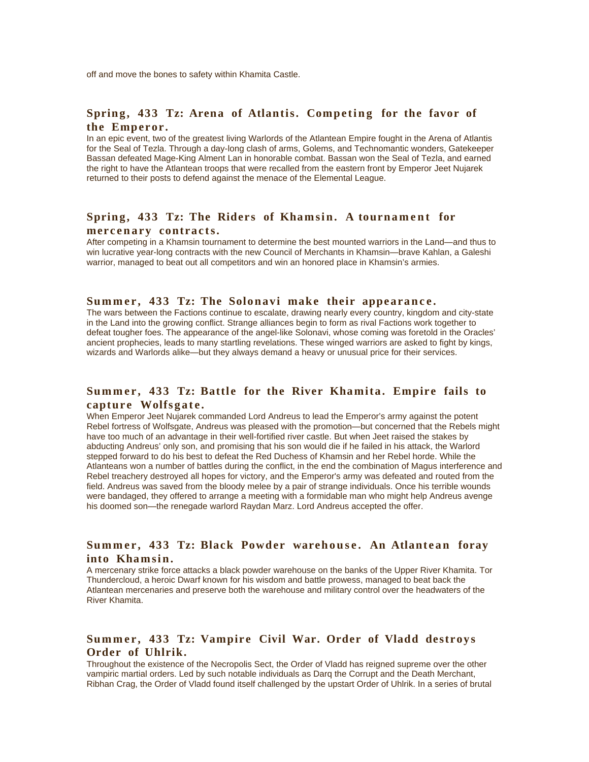off and move the bones to safety within Khamita Castle.

### Spring, 433 Tz: Arena of Atlantis. Competing for the favor of the Emperor.

In an epic event, two of the greatest living Warlords of the Atlantean Empire fought in the Arena of Atlantis for the Seal of Tezla. Through a day-long clash of arms, Golems, and Technomantic wonders, Gatekeeper Bassan defeated Mage-King Alment Lan in honorable combat. Bassan won the Seal of Tezla, and earned the right to have the Atlantean troops that were recalled from the eastern front by Emperor Jeet Nujarek returned to their posts to defend against the menace of the Elemental League.

### Spring, 433 Tz: The Riders of Khamsin. A tournament for mercenary contracts.

After competing in a Khamsin tournament to determine the best mounted warriors in the Land—and thus to win lucrative year-long contracts with the new Council of Merchants in Khamsin—brave Kahlan, a Galeshi warrior, managed to beat out all competitors and win an honored place in Khamsin's armies.

### Summer, 433 Tz: The Solonavi make their appearance.

The wars between the Factions continue to escalate, drawing nearly every country, kingdom and city-state in the Land into the growing conflict. Strange alliances begin to form as rival Factions work together to defeat tougher foes. The appearance of the angel-like Solonavi, whose coming was foretold in the Oracles' ancient prophecies, leads to many startling revelations. These winged warriors are asked to fight by kings, wizards and Warlords alike—but they always demand a heavy or unusual price for their services.

### Summer, 433 Tz: Battle for the River Khamita. Empire fails to capture Wolfsgate.

When Emperor Jeet Nujarek commanded Lord Andreus to lead the Emperor's army against the potent Rebel fortress of Wolfsgate, Andreus was pleased with the promotion—but concerned that the Rebels might have too much of an advantage in their well-fortified river castle. But when Jeet raised the stakes by abducting Andreus' only son, and promising that his son would die if he failed in his attack, the Warlord stepped forward to do his best to defeat the Red Duchess of Khamsin and her Rebel horde. While the Atlanteans won a number of battles during the conflict, in the end the combination of Magus interference and Rebel treachery destroyed all hopes for victory, and the Emperor's army was defeated and routed from the field. Andreus was saved from the bloody melee by a pair of strange individuals. Once his terrible wounds were bandaged, they offered to arrange a meeting with a formidable man who might help Andreus avenge his doomed son—the renegade warlord Raydan Marz. Lord Andreus accepted the offer.

### Summer, 433 Tz: Black Powder warehouse. An Atlantean foray into Khamsin.

A mercenary strike force attacks a black powder warehouse on the banks of the Upper River Khamita. Tor Thundercloud, a heroic Dwarf known for his wisdom and battle prowess, managed to beat back the Atlantean mercenaries and preserve both the warehouse and military control over the headwaters of the River Khamita.

### Summer, 433 Tz: Vampire Civil War. Order of Vladd destroys Order of Uhlrik.

Throughout the existence of the Necropolis Sect, the Order of Vladd has reigned supreme over the other vampiric martial orders. Led by such notable individuals as Darq the Corrupt and the Death Merchant, Ribhan Crag, the Order of Vladd found itself challenged by the upstart Order of Uhlrik. In a series of brutal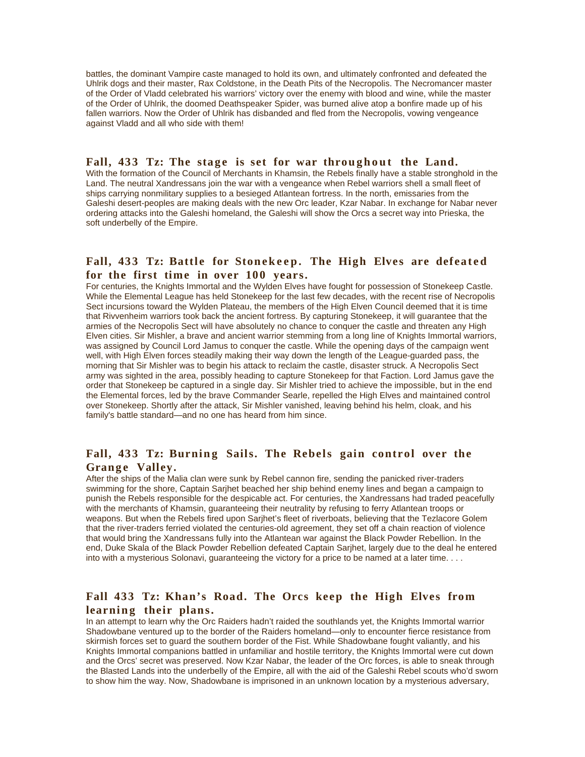battles, the dominant Vampire caste managed to hold its own, and ultimately confronted and defeated the Uhlrik dogs and their master, Rax Coldstone, in the Death Pits of the Necropolis. The Necromancer master of the Order of Vladd celebrated his warriors' victory over the enemy with blood and wine, while the master of the Order of Uhlrik, the doomed Deathspeaker Spider, was burned alive atop a bonfire made up of his fallen warriors. Now the Order of Uhlrik has disbanded and fled from the Necropolis, vowing vengeance against Vladd and all who side with them!

### Fall, 433 Tz: The stage is set for war throughout the Land.

With the formation of the Council of Merchants in Khamsin, the Rebels finally have a stable stronghold in the Land. The neutral Xandressans join the war with a vengeance when Rebel warriors shell a small fleet of ships carrying nonmilitary supplies to a besieged Atlantean fortress. In the north, emissaries from the Galeshi desert-peoples are making deals with the new Orc leader, Kzar Nabar. In exchange for Nabar never ordering attacks into the Galeshi homeland, the Galeshi will show the Orcs a secret way into Prieska, the soft underbelly of the Empire.

### Fall, 433 Tz: Battle for Stonekeep. The High Elves are defeated for the first time in over 100 years.

For centuries, the Knights Immortal and the Wylden Elves have fought for possession of Stonekeep Castle. While the Elemental League has held Stonekeep for the last few decades, with the recent rise of Necropolis Sect incursions toward the Wylden Plateau, the members of the High Elven Council deemed that it is time that Rivvenheim warriors took back the ancient fortress. By capturing Stonekeep, it will guarantee that the armies of the Necropolis Sect will have absolutely no chance to conquer the castle and threaten any High Elven cities. Sir Mishler, a brave and ancient warrior stemming from a long line of Knights Immortal warriors, was assigned by Council Lord Jamus to conquer the castle. While the opening days of the campaign went well, with High Elven forces steadily making their way down the length of the League-guarded pass, the morning that Sir Mishler was to begin his attack to reclaim the castle, disaster struck. A Necropolis Sect army was sighted in the area, possibly heading to capture Stonekeep for that Faction. Lord Jamus gave the order that Stonekeep be captured in a single day. Sir Mishler tried to achieve the impossible, but in the end the Elemental forces, led by the brave Commander Searle, repelled the High Elves and maintained control over Stonekeep. Shortly after the attack, Sir Mishler vanished, leaving behind his helm, cloak, and his family's battle standard—and no one has heard from him since.

### Fall, 433 Tz: Burning Sails. The Rebels gain control over the Grange Valley.

After the ships of the Malia clan were sunk by Rebel cannon fire, sending the panicked river-traders swimming for the shore, Captain Sarjhet beached her ship behind enemy lines and began a campaign to punish the Rebels responsible for the despicable act. For centuries, the Xandressans had traded peacefully with the merchants of Khamsin, guaranteeing their neutrality by refusing to ferry Atlantean troops or weapons. But when the Rebels fired upon Sarjhet's fleet of riverboats, believing that the Tezlacore Golem that the river-traders ferried violated the centuries-old agreement, they set off a chain reaction of violence that would bring the Xandressans fully into the Atlantean war against the Black Powder Rebellion. In the end, Duke Skala of the Black Powder Rebellion defeated Captain Sarjhet, largely due to the deal he entered into with a mysterious Solonavi, guaranteeing the victory for a price to be named at a later time. . . .

### Fall 433 Tz: Khan's Road. The Orcs keep the High Elves from learning their plans.

In an attempt to learn why the Orc Raiders hadn't raided the southlands yet, the Knights Immortal warrior Shadowbane ventured up to the border of the Raiders homeland—only to encounter fierce resistance from skirmish forces set to guard the southern border of the Fist. While Shadowbane fought valiantly, and his Knights Immortal companions battled in unfamiliar and hostile territory, the Knights Immortal were cut down and the Orcs' secret was preserved. Now Kzar Nabar, the leader of the Orc forces, is able to sneak through the Blasted Lands into the underbelly of the Empire, all with the aid of the Galeshi Rebel scouts who'd sworn to show him the way. Now, Shadowbane is imprisoned in an unknown location by a mysterious adversary,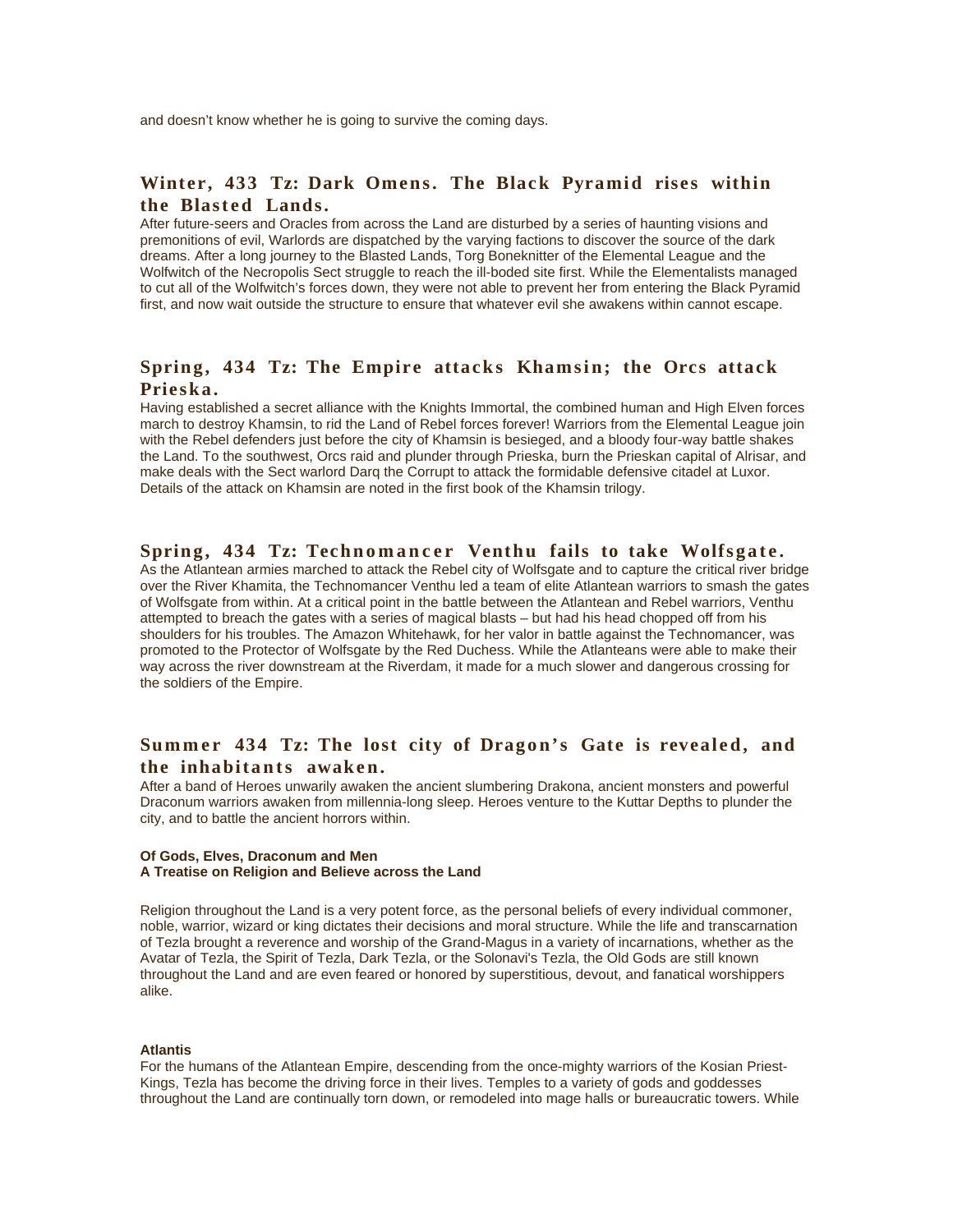and doesn't know whether he is going to survive the coming days.

## Winter, 433 Tz: Dark Omens. The Black Pyramid rises within the Blasted Lands.

After future-seers and Oracles from across the Land are disturbed by a series of haunting visions and premonitions of evil, Warlords are dispatched by the varying factions to discover the source of the dark dreams. After a long journey to the Blasted Lands, Torg Boneknitter of the Elemental League and the Wolfwitch of the Necropolis Sect struggle to reach the ill-boded site first. While the Elementalists managed to cut all of the Wolfwitch's forces down, they were not able to prevent her from entering the Black Pyramid first, and now wait outside the structure to ensure that whatever evil she awakens within cannot escape.

## Spring, 434 Tz: The Empire attacks Khamsin; the Orcs attack Prieska.

Having established a secret alliance with the Knights Immortal, the combined human and High Elven forces march to destroy Khamsin, to rid the Land of Rebel forces forever! Warriors from the Elemental League join with the Rebel defenders just before the city of Khamsin is besieged, and a bloody four-way battle shakes the Land. To the southwest, Orcs raid and plunder through Prieska, burn the Prieskan capital of Alrisar, and make deals with the Sect warlord Darq the Corrupt to attack the formidable defensive citadel at Luxor. Details of the attack on Khamsin are noted in the first book of the Khamsin trilogy.

## Spring, 434 Tz: Technomancer Venthu fails to take Wolfsgate.

As the Atlantean armies marched to attack the Rebel city of Wolfsgate and to capture the critical river bridge over the River Khamita, the Technomancer Venthu led a team of elite Atlantean warriors to smash the gates of Wolfsgate from within. At a critical point in the battle between the Atlantean and Rebel warriors, Venthu attempted to breach the gates with a series of magical blasts – but had his head chopped off from his shoulders for his troubles. The Amazon Whitehawk, for her valor in battle against the Technomancer, was promoted to the Protector of Wolfsgate by the Red Duchess. While the Atlanteans were able to make their way across the river downstream at the Riverdam, it made for a much slower and dangerous crossing for the soldiers of the Empire.

## Summer 434 Tz: The lost city of Dragon's Gate is revealed, and the inhabitants awaken.

After a band of Heroes unwarily awaken the ancient slumbering Drakona, ancient monsters and powerful Draconum warriors awaken from millennia-long sleep. Heroes venture to the Kuttar Depths to plunder the city, and to battle the ancient horrors within.

**Of Gods, Elves, Draconum and Men**
**A Treatise on Religion and Believe across the Land**

Religion throughout the Land is a very potent force, as the personal beliefs of every individual commoner, noble, warrior, wizard or king dictates their decisions and moral structure. While the life and transcarnation of Tezla brought a reverence and worship of the Grand-Magus in a variety of incarnations, whether as the Avatar of Tezla, the Spirit of Tezla, Dark Tezla, or the Solonavi's Tezla, the Old Gods are still known throughout the Land and are even feared or honored by superstitious, devout, and fanatical worshippers alike.

**Atlantis**

For the humans of the Atlantean Empire, descending from the once-mighty warriors of the Kosian Priest-Kings, Tezla has become the driving force in their lives. Temples to a variety of gods and goddesses throughout the Land are continually torn down, or remodeled into mage halls or bureaucratic towers. While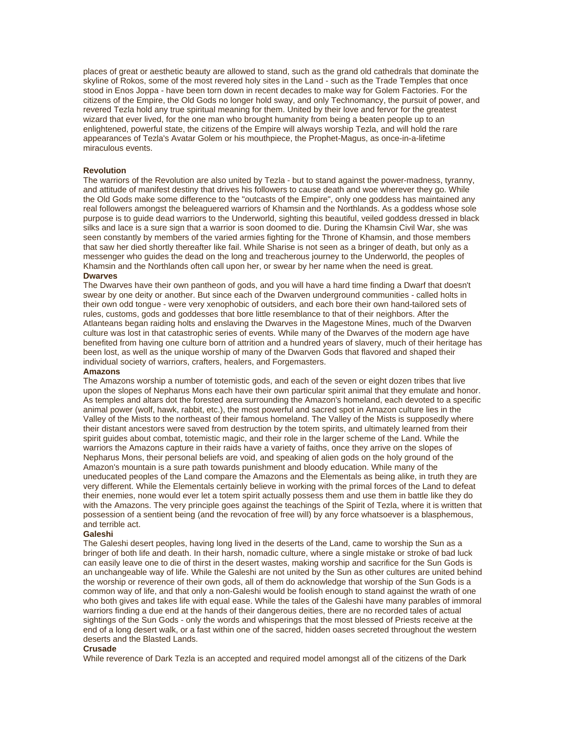places of great or aesthetic beauty are allowed to stand, such as the grand old cathedrals that dominate the skyline of Rokos, some of the most revered holy sites in the Land - such as the Trade Temples that once stood in Enos Joppa - have been torn down in recent decades to make way for Golem Factories. For the citizens of the Empire, the Old Gods no longer hold sway, and only Technomancy, the pursuit of power, and revered Tezla hold any true spiritual meaning for them. United by their love and fervor for the greatest wizard that ever lived, for the one man who brought humanity from being a beaten people up to an enlightened, powerful state, the citizens of the Empire will always worship Tezla, and will hold the rare appearances of Tezla's Avatar Golem or his mouthpiece, the Prophet-Magus, as once-in-a-lifetime miraculous events.

**Revolution**

The warriors of the Revolution are also united by Tezla - but to stand against the power-madness, tyranny, and attitude of manifest destiny that drives his followers to cause death and woe wherever they go. While the Old Gods make some difference to the "outcasts of the Empire", only one goddess has maintained any real followers amongst the beleaguered warriors of Khamsin and the Northlands. As a goddess whose sole purpose is to guide dead warriors to the Underworld, sighting this beautiful, veiled goddess dressed in black silks and lace is a sure sign that a warrior is soon doomed to die. During the Khamsin Civil War, she was seen constantly by members of the varied armies fighting for the Throne of Khamsin, and those members that saw her died shortly thereafter like fail. While Sharise is not seen as a bringer of death, but only as a messenger who guides the dead on the long and treacherous journey to the Underworld, the peoples of Khamsin and the Northlands often call upon her, or swear by her name when the need is great.

**Dwarves**

The Dwarves have their own pantheon of gods, and you will have a hard time finding a Dwarf that doesn't swear by one deity or another. But since each of the Dwarven underground communities - called holts in their own odd tongue - were very xenophobic of outsiders, and each bore their own hand-tailored sets of rules, customs, gods and goddesses that bore little resemblance to that of their neighbors. After the Atlanteans began raiding holts and enslaving the Dwarves in the Magestone Mines, much of the Dwarven culture was lost in that catastrophic series of events. While many of the Dwarves of the modern age have benefited from having one culture born of attrition and a hundred years of slavery, much of their heritage has been lost, as well as the unique worship of many of the Dwarven Gods that flavored and shaped their individual society of warriors, crafters, healers, and Forgemasters.

**Amazons**

The Amazons worship a number of totemistic gods, and each of the seven or eight dozen tribes that live upon the slopes of Nepharus Mons each have their own particular spirit animal that they emulate and honor. As temples and altars dot the forested area surrounding the Amazon's homeland, each devoted to a specific animal power (wolf, hawk, rabbit, etc.), the most powerful and sacred spot in Amazon culture lies in the Valley of the Mists to the northeast of their famous homeland. The Valley of the Mists is supposedly where their distant ancestors were saved from destruction by the totem spirits, and ultimately learned from their spirit guides about combat, totemistic magic, and their role in the larger scheme of the Land. While the warriors the Amazons capture in their raids have a variety of faiths, once they arrive on the slopes of Nepharus Mons, their personal beliefs are void, and speaking of alien gods on the holy ground of the Amazon's mountain is a sure path towards punishment and bloody education. While many of the uneducated peoples of the Land compare the Amazons and the Elementals as being alike, in truth they are very different. While the Elementals certainly believe in working with the primal forces of the Land to defeat their enemies, none would ever let a totem spirit actually possess them and use them in battle like they do with the Amazons. The very principle goes against the teachings of the Spirit of Tezla, where it is written that possession of a sentient being (and the revocation of free will) by any force whatsoever is a blasphemous, and terrible act.

**Galeshi**

The Galeshi desert peoples, having long lived in the deserts of the Land, came to worship the Sun as a bringer of both life and death. In their harsh, nomadic culture, where a single mistake or stroke of bad luck can easily leave one to die of thirst in the desert wastes, making worship and sacrifice for the Sun Gods is an unchangeable way of life. While the Galeshi are not united by the Sun as other cultures are united behind the worship or reverence of their own gods, all of them do acknowledge that worship of the Sun Gods is a common way of life, and that only a non-Galeshi would be foolish enough to stand against the wrath of one who both gives and takes life with equal ease. While the tales of the Galeshi have many parables of immoral warriors finding a due end at the hands of their dangerous deities, there are no recorded tales of actual sightings of the Sun Gods - only the words and whisperings that the most blessed of Priests receive at the end of a long desert walk, or a fast within one of the sacred, hidden oases secreted throughout the western deserts and the Blasted Lands.

**Crusade**

While reverence of Dark Tezla is an accepted and required model amongst all of the citizens of the Dark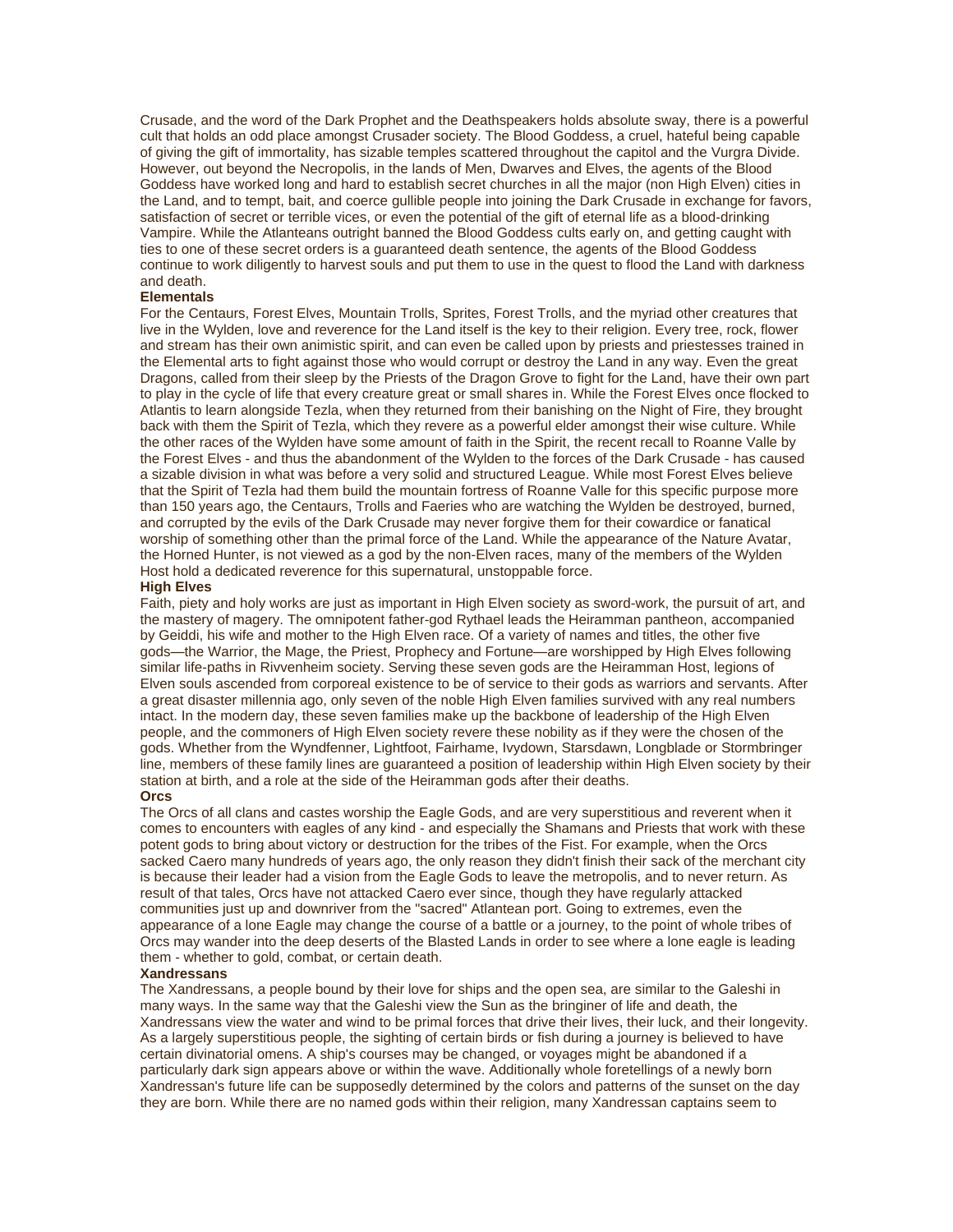Crusade, and the word of the Dark Prophet and the Deathspeakers holds absolute sway, there is a powerful cult that holds an odd place amongst Crusader society. The Blood Goddess, a cruel, hateful being capable of giving the gift of immortality, has sizable temples scattered throughout the capitol and the Vurgra Divide. However, out beyond the Necropolis, in the lands of Men, Dwarves and Elves, the agents of the Blood Goddess have worked long and hard to establish secret churches in all the major (non High Elven) cities in the Land, and to tempt, bait, and coerce gullible people into joining the Dark Crusade in exchange for favors, satisfaction of secret or terrible vices, or even the potential of the gift of eternal life as a blood-drinking Vampire. While the Atlanteans outright banned the Blood Goddess cults early on, and getting caught with ties to one of these secret orders is a guaranteed death sentence, the agents of the Blood Goddess continue to work diligently to harvest souls and put them to use in the quest to flood the Land with darkness and death.

**Elementals**

For the Centaurs, Forest Elves, Mountain Trolls, Sprites, Forest Trolls, and the myriad other creatures that live in the Wylden, love and reverence for the Land itself is the key to their religion. Every tree, rock, flower and stream has their own animistic spirit, and can even be called upon by priests and priestesses trained in the Elemental arts to fight against those who would corrupt or destroy the Land in any way. Even the great Dragons, called from their sleep by the Priests of the Dragon Grove to fight for the Land, have their own part to play in the cycle of life that every creature great or small shares in. While the Forest Elves once flocked to Atlantis to learn alongside Tezla, when they returned from their banishing on the Night of Fire, they brought back with them the Spirit of Tezla, which they revere as a powerful elder amongst their wise culture. While the other races of the Wylden have some amount of faith in the Spirit, the recent recall to Roanne Valle by the Forest Elves - and thus the abandonment of the Wylden to the forces of the Dark Crusade - has caused a sizable division in what was before a very solid and structured League. While most Forest Elves believe that the Spirit of Tezla had them build the mountain fortress of Roanne Valle for this specific purpose more than 150 years ago, the Centaurs, Trolls and Faeries who are watching the Wylden be destroyed, burned, and corrupted by the evils of the Dark Crusade may never forgive them for their cowardice or fanatical worship of something other than the primal force of the Land. While the appearance of the Nature Avatar, the Horned Hunter, is not viewed as a god by the non-Elven races, many of the members of the Wylden Host hold a dedicated reverence for this supernatural, unstoppable force.

**High Elves**

Faith, piety and holy works are just as important in High Elven society as sword-work, the pursuit of art, and the mastery of magery. The omnipotent father-god Rythael leads the Heiramman pantheon, accompanied by Geiddi, his wife and mother to the High Elven race. Of a variety of names and titles, the other five gods—the Warrior, the Mage, the Priest, Prophecy and Fortune—are worshipped by High Elves following similar life-paths in Rivvenheim society. Serving these seven gods are the Heiramman Host, legions of Elven souls ascended from corporeal existence to be of service to their gods as warriors and servants. After a great disaster millennia ago, only seven of the noble High Elven families survived with any real numbers intact. In the modern day, these seven families make up the backbone of leadership of the High Elven people, and the commoners of High Elven society revere these nobility as if they were the chosen of the gods. Whether from the Wyndfenner, Lightfoot, Fairhame, Ivydown, Starsdawn, Longblade or Stormbringer line, members of these family lines are guaranteed a position of leadership within High Elven society by their station at birth, and a role at the side of the Heiramman gods after their deaths.

**Orcs**

The Orcs of all clans and castes worship the Eagle Gods, and are very superstitious and reverent when it comes to encounters with eagles of any kind - and especially the Shamans and Priests that work with these potent gods to bring about victory or destruction for the tribes of the Fist. For example, when the Orcs sacked Caero many hundreds of years ago, the only reason they didn't finish their sack of the merchant city is because their leader had a vision from the Eagle Gods to leave the metropolis, and to never return. As result of that tales, Orcs have not attacked Caero ever since, though they have regularly attacked communities just up and downriver from the "sacred" Atlantean port. Going to extremes, even the appearance of a lone Eagle may change the course of a battle or a journey, to the point of whole tribes of Orcs may wander into the deep deserts of the Blasted Lands in order to see where a lone eagle is leading them - whether to gold, combat, or certain death.

**Xandressans**

The Xandressans, a people bound by their love for ships and the open sea, are similar to the Galeshi in many ways. In the same way that the Galeshi view the Sun as the bringiner of life and death, the Xandressans view the water and wind to be primal forces that drive their lives, their luck, and their longevity. As a largely superstitious people, the sighting of certain birds or fish during a journey is believed to have certain divinatorial omens. A ship's courses may be changed, or voyages might be abandoned if a particularly dark sign appears above or within the wave. Additionally whole foretellings of a newly born Xandressan's future life can be supposedly determined by the colors and patterns of the sunset on the day they are born. While there are no named gods within their religion, many Xandressan captains seem to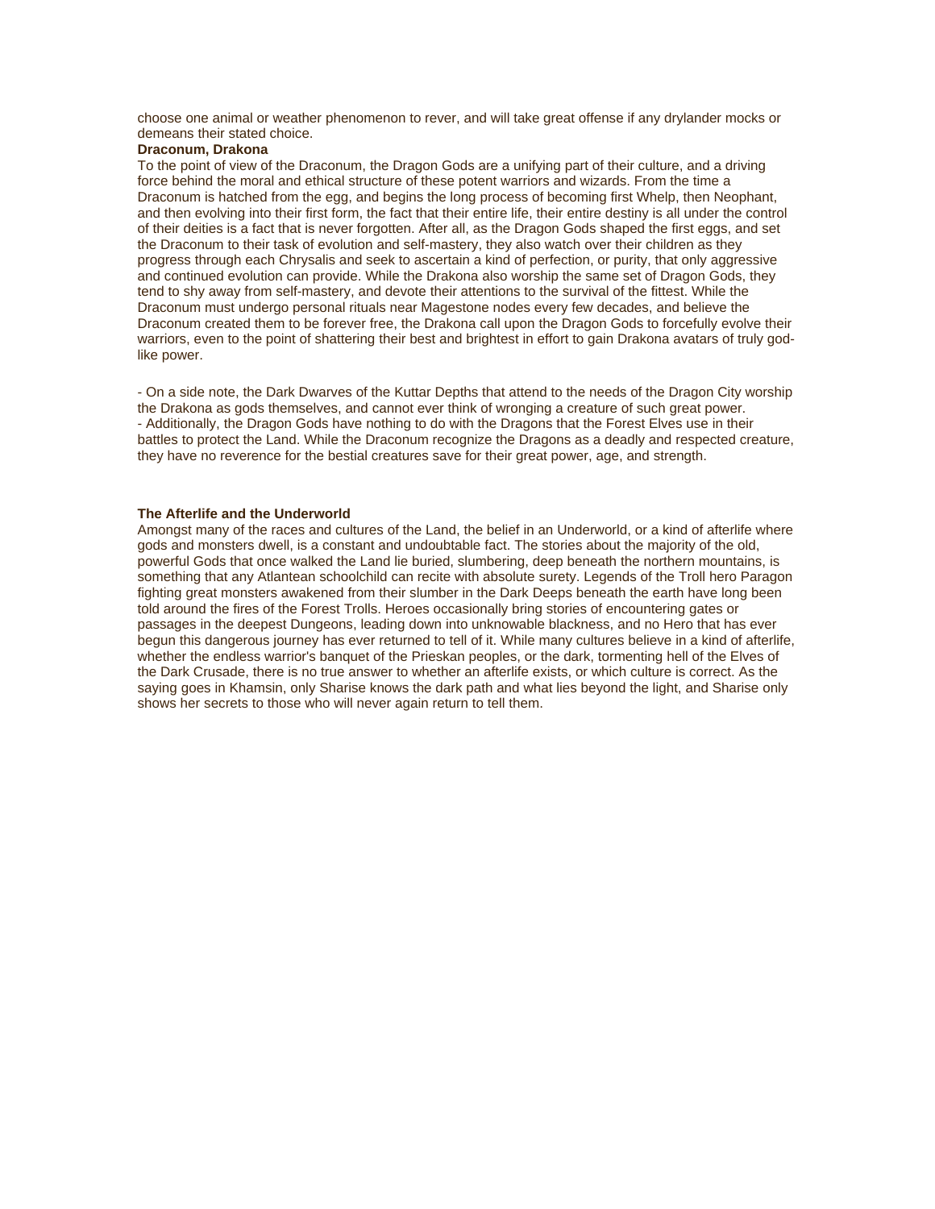choose one animal or weather phenomenon to rever, and will take great offense if any drylander mocks or demeans their stated choice.

**Draconum, Drakona**

To the point of view of the Draconum, the Dragon Gods are a unifying part of their culture, and a driving force behind the moral and ethical structure of these potent warriors and wizards. From the time a Draconum is hatched from the egg, and begins the long process of becoming first Whelp, then Neophant, and then evolving into their first form, the fact that their entire life, their entire destiny is all under the control of their deities is a fact that is never forgotten. After all, as the Dragon Gods shaped the first eggs, and set the Draconum to their task of evolution and self-mastery, they also watch over their children as they progress through each Chrysalis and seek to ascertain a kind of perfection, or purity, that only aggressive and continued evolution can provide. While the Drakona also worship the same set of Dragon Gods, they tend to shy away from self-mastery, and devote their attentions to the survival of the fittest. While the Draconum must undergo personal rituals near Magestone nodes every few decades, and believe the Draconum created them to be forever free, the Drakona call upon the Dragon Gods to forcefully evolve their warriors, even to the point of shattering their best and brightest in effort to gain Drakona avatars of truly god-like power.

- On a side note, the Dark Dwarves of the Kuttar Depths that attend to the needs of the Dragon City worship the Drakona as gods themselves, and cannot ever think of wronging a creature of such great power.
- Additionally, the Dragon Gods have nothing to do with the Dragons that the Forest Elves use in their battles to protect the Land. While the Draconum recognize the Dragons as a deadly and respected creature, they have no reverence for the bestial creatures save for their great power, age, and strength.

**The Afterlife and the Underworld**

Amongst many of the races and cultures of the Land, the belief in an Underworld, or a kind of afterlife where gods and monsters dwell, is a constant and undoubtable fact. The stories about the majority of the old, powerful Gods that once walked the Land lie buried, slumbering, deep beneath the northern mountains, is something that any Atlantean schoolchild can recite with absolute surety. Legends of the Troll hero Paragon fighting great monsters awakened from their slumber in the Dark Deeps beneath the earth have long been told around the fires of the Forest Trolls. Heroes occasionally bring stories of encountering gates or passages in the deepest Dungeons, leading down into unknowable blackness, and no Hero that has ever begun this dangerous journey has ever returned to tell of it. While many cultures believe in a kind of afterlife, whether the endless warrior's banquet of the Prieskan peoples, or the dark, tormenting hell of the Elves of the Dark Crusade, there is no true answer to whether an afterlife exists, or which culture is correct. As the saying goes in Khamsin, only Sharise knows the dark path and what lies beyond the light, and Sharise only shows her secrets to those who will never again return to tell them.